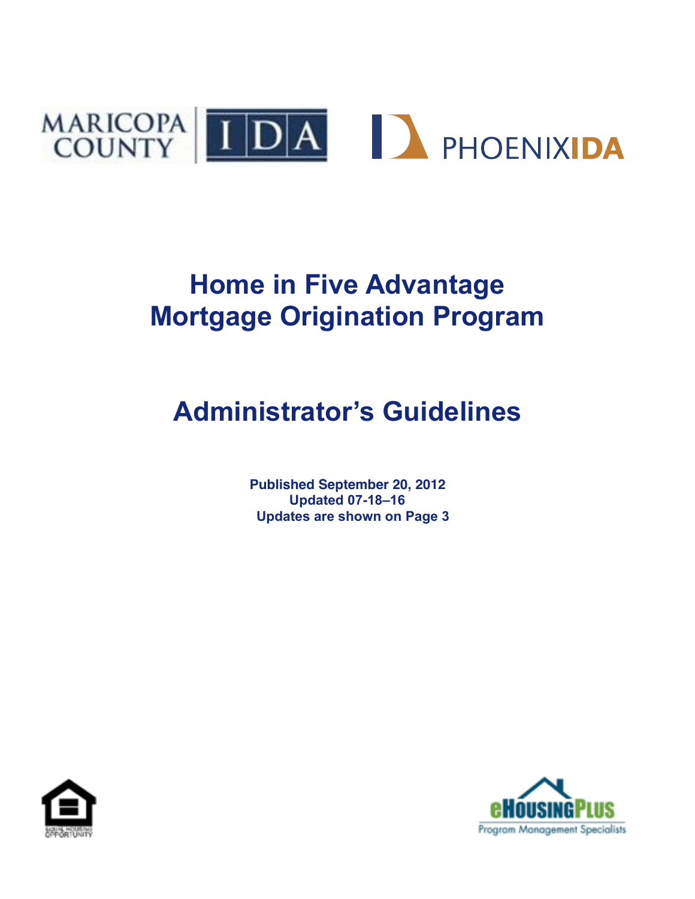MARICOPA COUNTY IDA | PHOENIX IDA

# Home in Five Advantage Mortgage Origination Program

# Administrator's Guidelines

**Published September 20, 2012**
**Updated 07-18–16**
**Updates are shown on Page 3**

eHousingPlus Program Management Specialists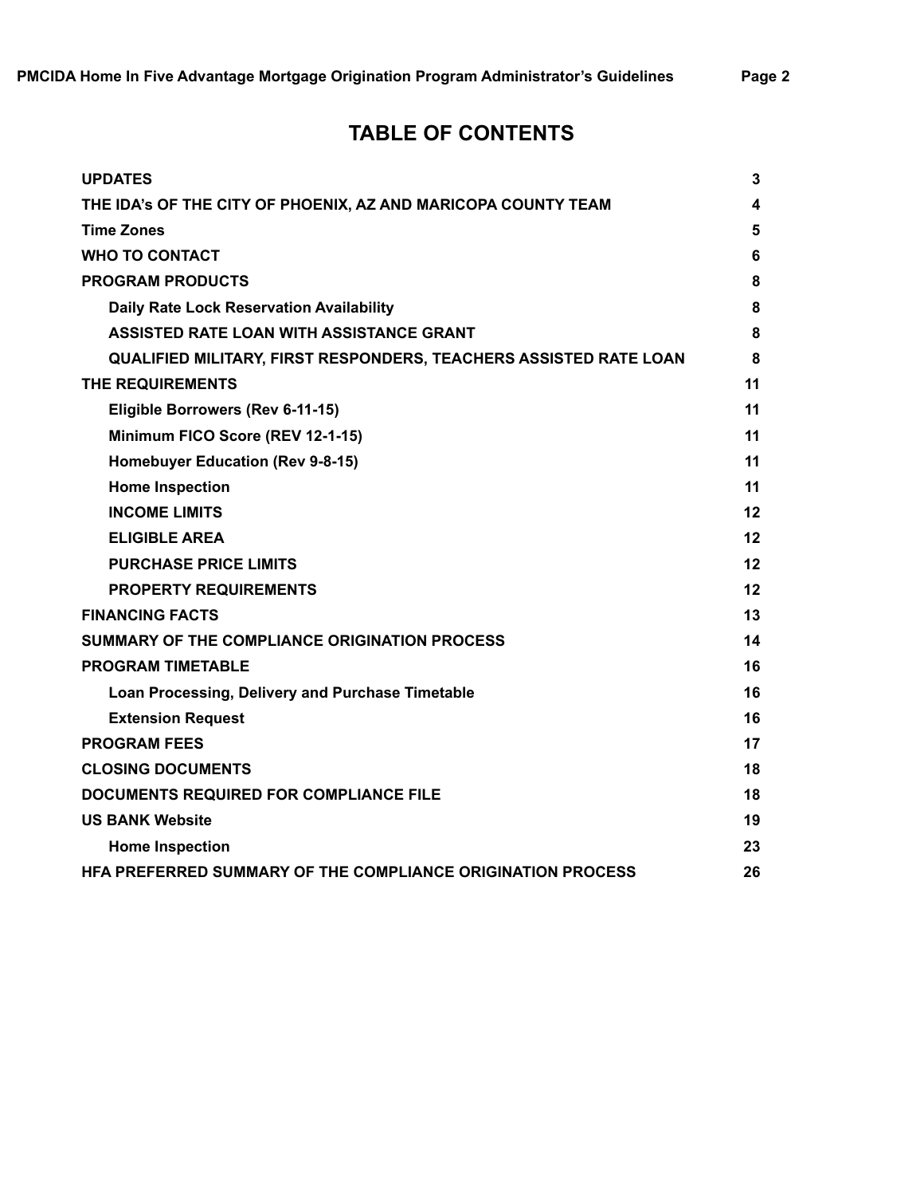# TABLE OF CONTENTS

| | |
|---|---|
| **UPDATES** | **3** |
| **THE IDA's OF THE CITY OF PHOENIX, AZ AND MARICOPA COUNTY TEAM** | **4** |
| **Time Zones** | **5** |
| **WHO TO CONTACT** | **6** |
| **PROGRAM PRODUCTS** | **8** |
| **Daily Rate Lock Reservation Availability** | **8** |
| **ASSISTED RATE LOAN WITH ASSISTANCE GRANT** | **8** |
| **QUALIFIED MILITARY, FIRST RESPONDERS, TEACHERS ASSISTED RATE LOAN** | **8** |
| **THE REQUIREMENTS** | **11** |
| **Eligible Borrowers (Rev 6-11-15)** | **11** |
| **Minimum FICO Score (REV 12-1-15)** | **11** |
| **Homebuyer Education (Rev 9-8-15)** | **11** |
| **Home Inspection** | **11** |
| **INCOME LIMITS** | **12** |
| **ELIGIBLE AREA** | **12** |
| **PURCHASE PRICE LIMITS** | **12** |
| **PROPERTY REQUIREMENTS** | **12** |
| **FINANCING FACTS** | **13** |
| **SUMMARY OF THE COMPLIANCE ORIGINATION PROCESS** | **14** |
| **PROGRAM TIMETABLE** | **16** |
| **Loan Processing, Delivery and Purchase Timetable** | **16** |
| **Extension Request** | **16** |
| **PROGRAM FEES** | **17** |
| **CLOSING DOCUMENTS** | **18** |
| **DOCUMENTS REQUIRED FOR COMPLIANCE FILE** | **18** |
| **US BANK Website** | **19** |
| **Home Inspection** | **23** |
| **HFA PREFERRED SUMMARY OF THE COMPLIANCE ORIGINATION PROCESS** | **26** |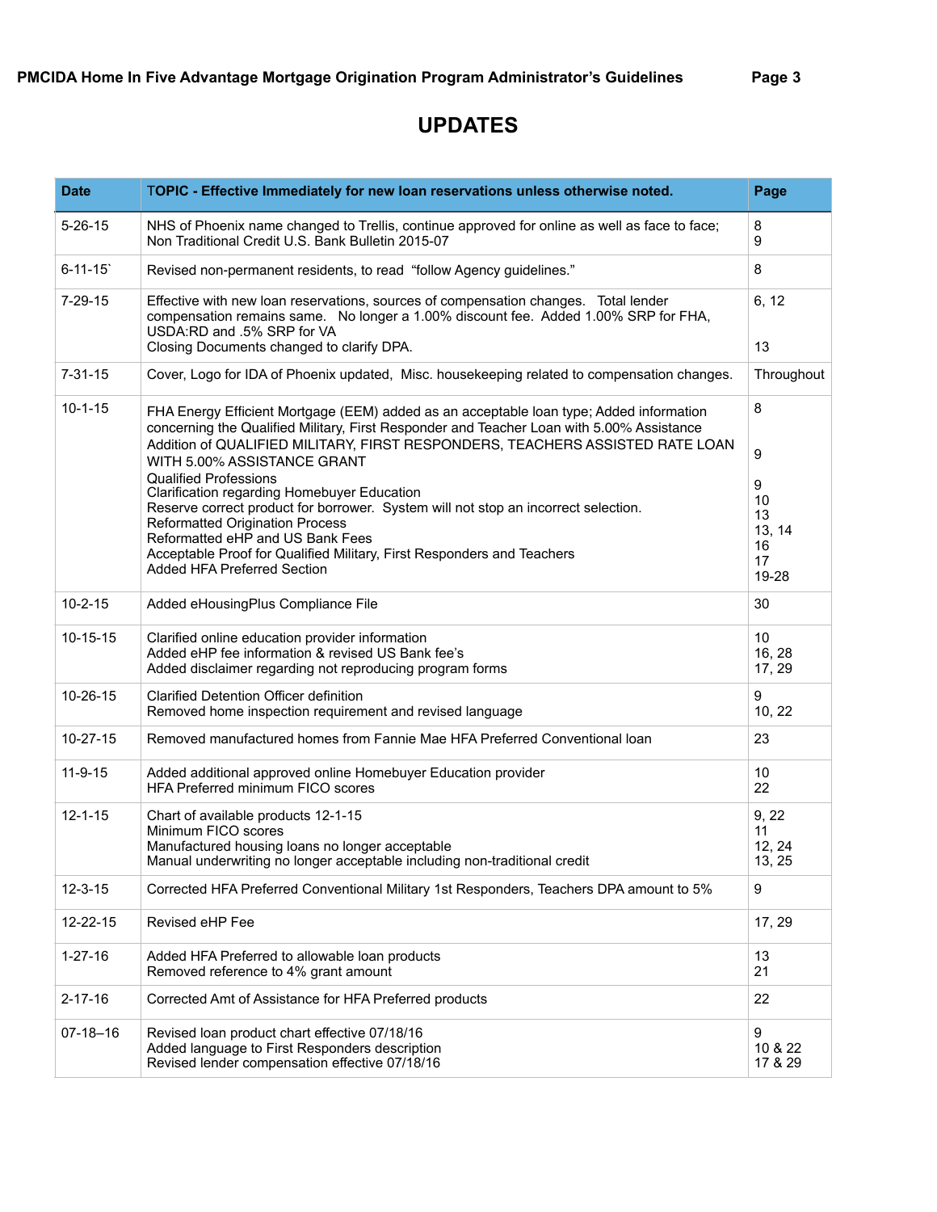# UPDATES

| Date | TOPIC - Effective Immediately for new loan reservations unless otherwise noted. | Page |
|---|---|---|
| 5-26-15 | NHS of Phoenix name changed to Trellis, continue approved for online as well as face to face;<br>Non Traditional Credit U.S. Bank Bulletin 2015-07 | 8<br>9 |
| 6-11-15` | Revised non-permanent residents, to read "follow Agency guidelines." | 8 |
| 7-29-15 | Effective with new loan reservations, sources of compensation changes. Total lender compensation remains same. No longer a 1.00% discount fee. Added 1.00% SRP for FHA, USDA:RD and .5% SRP for VA<br>Closing Documents changed to clarify DPA. | 6, 12<br><br>13 |
| 7-31-15 | Cover, Logo for IDA of Phoenix updated, Misc. housekeeping related to compensation changes. | Throughout |
| 10-1-15 | FHA Energy Efficient Mortgage (EEM) added as an acceptable loan type; Added information concerning the Qualified Military, First Responder and Teacher Loan with 5.00% Assistance<br>Addition of QUALIFIED MILITARY, FIRST RESPONDERS, TEACHERS ASSISTED RATE LOAN WITH 5.00% ASSISTANCE GRANT<br>Qualified Professions<br>Clarification regarding Homebuyer Education<br>Reserve correct product for borrower. System will not stop an incorrect selection.<br>Reformatted Origination Process<br>Reformatted eHP and US Bank Fees<br>Acceptable Proof for Qualified Military, First Responders and Teachers<br>Added HFA Preferred Section | 8<br><br>9<br><br>9<br>10<br>13<br>13, 14<br>16<br>17<br>19-28 |
| 10-2-15 | Added eHousingPlus Compliance File | 30 |
| 10-15-15 | Clarified online education provider information<br>Added eHP fee information & revised US Bank fee's<br>Added disclaimer regarding not reproducing program forms | 10<br>16, 28<br>17, 29 |
| 10-26-15 | Clarified Detention Officer definition<br>Removed home inspection requirement and revised language | 9<br>10, 22 |
| 10-27-15 | Removed manufactured homes from Fannie Mae HFA Preferred Conventional loan | 23 |
| 11-9-15 | Added additional approved online Homebuyer Education provider<br>HFA Preferred minimum FICO scores | 10<br>22 |
| 12-1-15 | Chart of available products 12-1-15<br>Minimum FICO scores<br>Manufactured housing loans no longer acceptable<br>Manual underwriting no longer acceptable including non-traditional credit | 9, 22<br>11<br>12, 24<br>13, 25 |
| 12-3-15 | Corrected HFA Preferred Conventional Military 1st Responders, Teachers DPA amount to 5% | 9 |
| 12-22-15 | Revised eHP Fee | 17, 29 |
| 1-27-16 | Added HFA Preferred to allowable loan products<br>Removed reference to 4% grant amount | 13<br>21 |
| 2-17-16 | Corrected Amt of Assistance for HFA Preferred products | 22 |
| 07-18–16 | Revised loan product chart effective 07/18/16<br>Added language to First Responders description<br>Revised lender compensation effective 07/18/16 | 9<br>10 & 22<br>17 & 29 |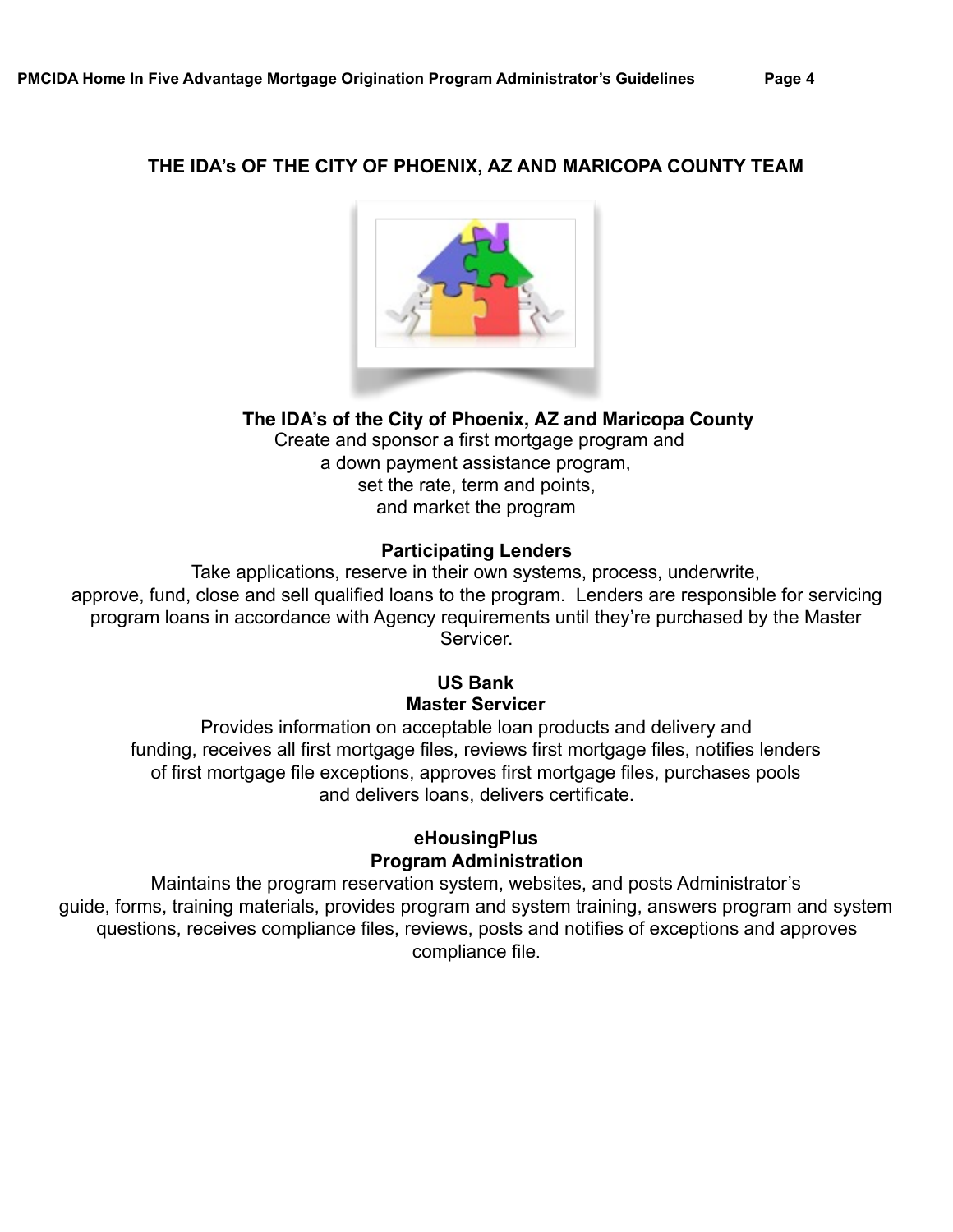## THE IDA's OF THE CITY OF PHOENIX, AZ AND MARICOPA COUNTY TEAM

**The IDA's of the City of Phoenix, AZ and Maricopa County**

Create and sponsor a first mortgage program and a down payment assistance program, set the rate, term and points, and market the program

**Participating Lenders**

Take applications, reserve in their own systems, process, underwrite, approve, fund, close and sell qualified loans to the program. Lenders are responsible for servicing program loans in accordance with Agency requirements until they're purchased by the Master Servicer.

**US Bank**
**Master Servicer**

Provides information on acceptable loan products and delivery and funding, receives all first mortgage files, reviews first mortgage files, notifies lenders of first mortgage file exceptions, approves first mortgage files, purchases pools and delivers loans, delivers certificate.

**eHousingPlus**
**Program Administration**

Maintains the program reservation system, websites, and posts Administrator's guide, forms, training materials, provides program and system training, answers program and system questions, receives compliance files, reviews, posts and notifies of exceptions and approves compliance file.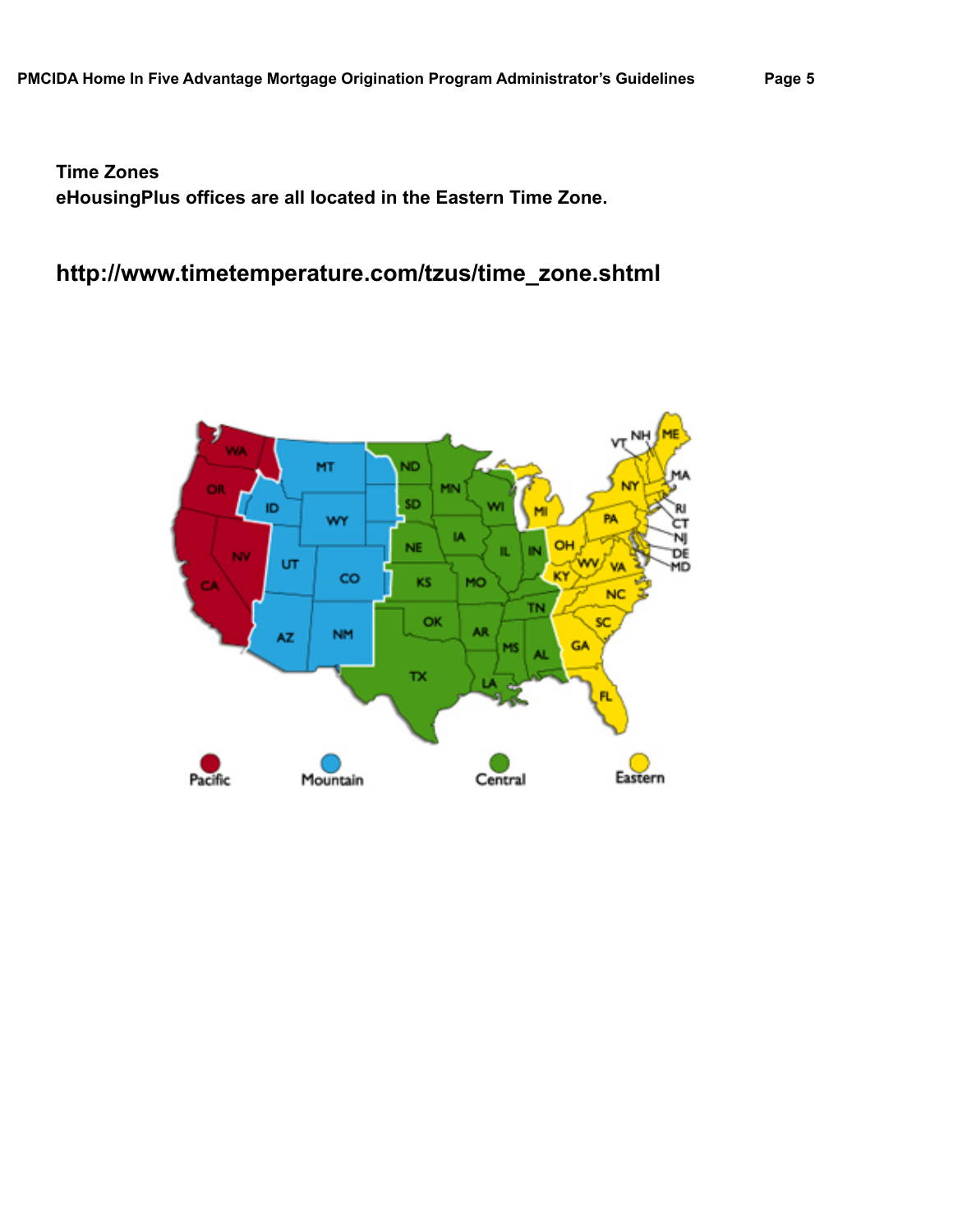**Time Zones**
**eHousingPlus offices are all located in the Eastern Time Zone.**

**http://www.timetemperature.com/tzus/time_zone.shtml**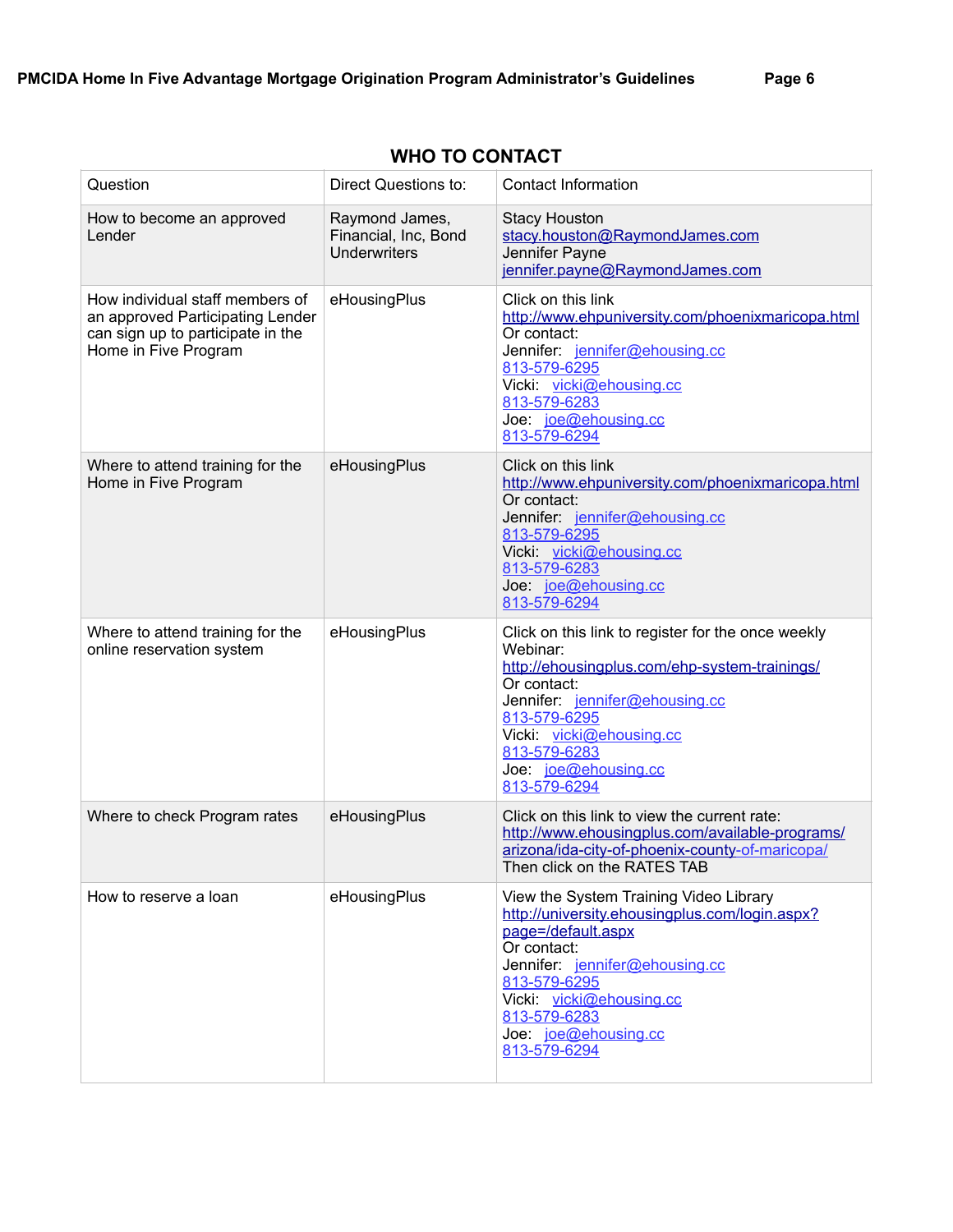## WHO TO CONTACT

| Question | Direct Questions to: | Contact Information |
|---|---|---|
| How to become an approved Lender | Raymond James, Financial, Inc, Bond Underwriters | Stacy Houston<br>stacy.houston@RaymondJames.com<br>Jennifer Payne<br>jennifer.payne@RaymondJames.com |
| How individual staff members of an approved Participating Lender can sign up to participate in the Home in Five Program | eHousingPlus | Click on this link<br>http://www.ehpuniversity.com/phoenixmaricopa.html<br>Or contact:<br>Jennifer: jennifer@ehousing.cc<br>813-579-6295<br>Vicki: vicki@ehousing.cc<br>813-579-6283<br>Joe: joe@ehousing.cc<br>813-579-6294 |
| Where to attend training for the Home in Five Program | eHousingPlus | Click on this link<br>http://www.ehpuniversity.com/phoenixmaricopa.html<br>Or contact:<br>Jennifer: jennifer@ehousing.cc<br>813-579-6295<br>Vicki: vicki@ehousing.cc<br>813-579-6283<br>Joe: joe@ehousing.cc<br>813-579-6294 |
| Where to attend training for the online reservation system | eHousingPlus | Click on this link to register for the once weekly Webinar:<br>http://ehousingplus.com/ehp-system-trainings/<br>Or contact:<br>Jennifer: jennifer@ehousing.cc<br>813-579-6295<br>Vicki: vicki@ehousing.cc<br>813-579-6283<br>Joe: joe@ehousing.cc<br>813-579-6294 |
| Where to check Program rates | eHousingPlus | Click on this link to view the current rate:<br>http://www.ehousingplus.com/available-programs/arizona/ida-city-of-phoenix-county-of-maricopa/<br>Then click on the RATES TAB |
| How to reserve a loan | eHousingPlus | View the System Training Video Library<br>http://university.ehousingplus.com/login.aspx?page=/default.aspx<br>Or contact:<br>Jennifer: jennifer@ehousing.cc<br>813-579-6295<br>Vicki: vicki@ehousing.cc<br>813-579-6283<br>Joe: joe@ehousing.cc<br>813-579-6294 |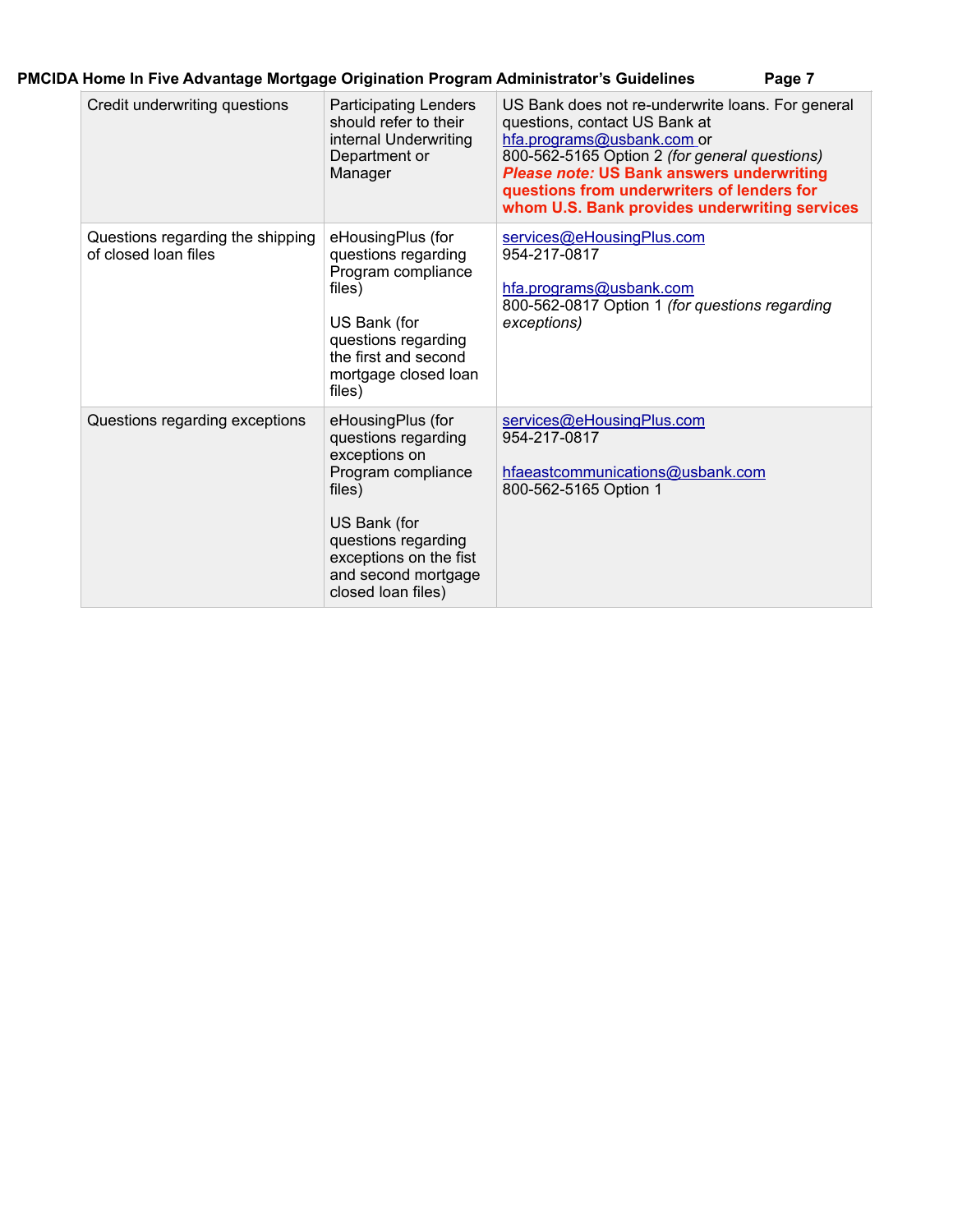| Credit underwriting questions | Participating Lenders should refer to their internal Underwriting Department or Manager | US Bank does not re-underwrite loans. For general questions, contact US Bank at hfa.programs@usbank.com or 800-562-5165 Option 2 *(for general questions)* ***Please note:* US Bank answers underwriting questions from underwriters of lenders for whom U.S. Bank provides underwriting services** |
|---|---|---|
| Questions regarding the shipping of closed loan files | eHousingPlus (for questions regarding Program compliance files)<br><br>US Bank (for questions regarding the first and second mortgage closed loan files) | services@eHousingPlus.com<br>954-217-0817<br><br>hfa.programs@usbank.com<br>800-562-0817 Option 1 *(for questions regarding exceptions)* |
| Questions regarding exceptions | eHousingPlus (for questions regarding exceptions on Program compliance files)<br><br>US Bank (for questions regarding exceptions on the fist and second mortgage closed loan files) | services@eHousingPlus.com<br>954-217-0817<br><br>hfaeastcommunications@usbank.com<br>800-562-5165 Option 1 |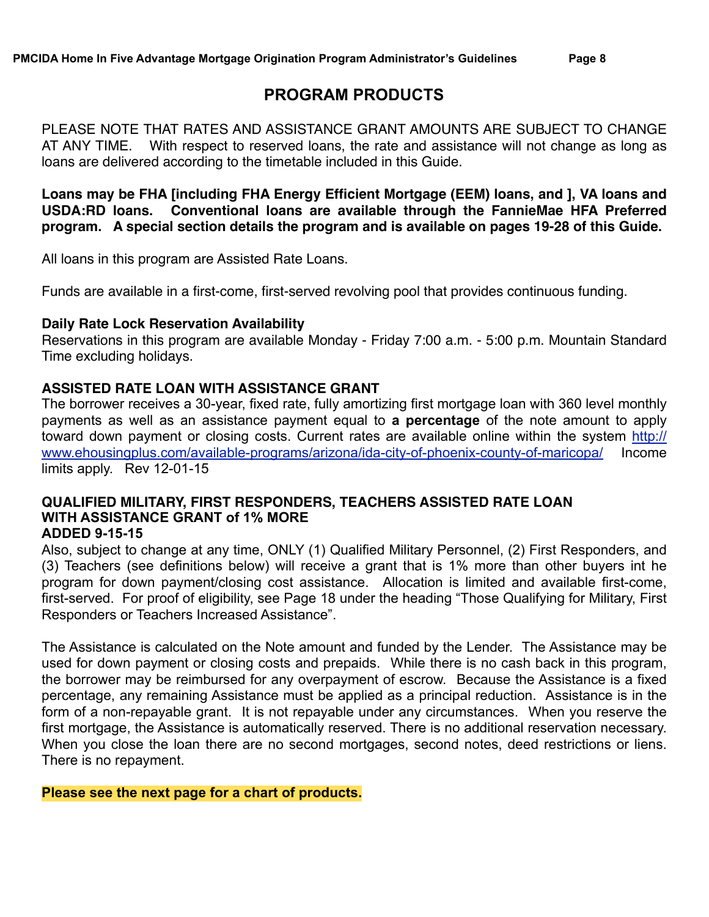# PROGRAM PRODUCTS

PLEASE NOTE THAT RATES AND ASSISTANCE GRANT AMOUNTS ARE SUBJECT TO CHANGE AT ANY TIME. With respect to reserved loans, the rate and assistance will not change as long as loans are delivered according to the timetable included in this Guide.

**Loans may be FHA [including FHA Energy Efficient Mortgage (EEM) loans, and ], VA loans and USDA:RD loans. Conventional loans are available through the FannieMae HFA Preferred program. A special section details the program and is available on pages 19-28 of this Guide.**

All loans in this program are Assisted Rate Loans.

Funds are available in a first-come, first-served revolving pool that provides continuous funding.

**Daily Rate Lock Reservation Availability**
Reservations in this program are available Monday - Friday 7:00 a.m. - 5:00 p.m. Mountain Standard Time excluding holidays.

**ASSISTED RATE LOAN WITH ASSISTANCE GRANT**
The borrower receives a 30-year, fixed rate, fully amortizing first mortgage loan with 360 level monthly payments as well as an assistance payment equal to **a percentage** of the note amount to apply toward down payment or closing costs. Current rates are available online within the system http://www.ehousingplus.com/available-programs/arizona/ida-city-of-phoenix-county-of-maricopa/ Income limits apply. Rev 12-01-15

**QUALIFIED MILITARY, FIRST RESPONDERS, TEACHERS ASSISTED RATE LOAN WITH ASSISTANCE GRANT of 1% MORE**
**ADDED 9-15-15**
Also, subject to change at any time, ONLY (1) Qualified Military Personnel, (2) First Responders, and (3) Teachers (see definitions below) will receive a grant that is 1% more than other buyers int he program for down payment/closing cost assistance. Allocation is limited and available first-come, first-served. For proof of eligibility, see Page 18 under the heading "Those Qualifying for Military, First Responders or Teachers Increased Assistance".

The Assistance is calculated on the Note amount and funded by the Lender. The Assistance may be used for down payment or closing costs and prepaids. While there is no cash back in this program, the borrower may be reimbursed for any overpayment of escrow. Because the Assistance is a fixed percentage, any remaining Assistance must be applied as a principal reduction. Assistance is in the form of a non-repayable grant. It is not repayable under any circumstances. When you reserve the first mortgage, the Assistance is automatically reserved. There is no additional reservation necessary. When you close the loan there are no second mortgages, second notes, deed restrictions or liens. There is no repayment.

**Please see the next page for a chart of products.**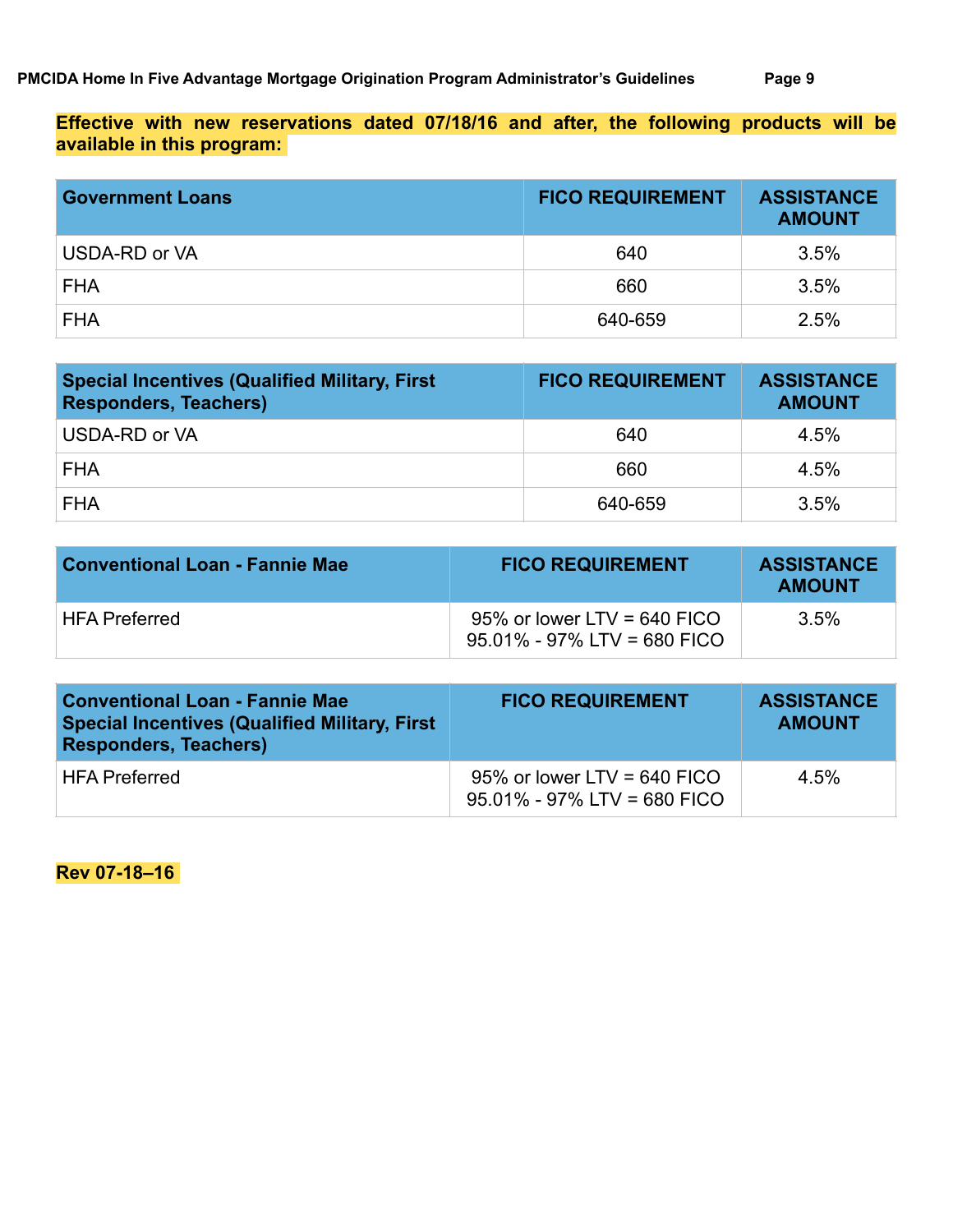**Effective with new reservations dated 07/18/16 and after, the following products will be available in this program:**

| Government Loans | FICO REQUIREMENT | ASSISTANCE AMOUNT |
|---|---|---|
| USDA-RD or VA | 640 | 3.5% |
| FHA | 660 | 3.5% |
| FHA | 640-659 | 2.5% |

| Special Incentives (Qualified Military, First Responders, Teachers) | FICO REQUIREMENT | ASSISTANCE AMOUNT |
|---|---|---|
| USDA-RD or VA | 640 | 4.5% |
| FHA | 660 | 4.5% |
| FHA | 640-659 | 3.5% |

| Conventional Loan - Fannie Mae | FICO REQUIREMENT | ASSISTANCE AMOUNT |
|---|---|---|
| HFA Preferred | 95% or lower LTV = 640 FICO<br>95.01% - 97% LTV = 680 FICO | 3.5% |

| Conventional Loan - Fannie Mae Special Incentives (Qualified Military, First Responders, Teachers) | FICO REQUIREMENT | ASSISTANCE AMOUNT |
|---|---|---|
| HFA Preferred | 95% or lower LTV = 640 FICO<br>95.01% - 97% LTV = 680 FICO | 4.5% |

**Rev 07-18–16**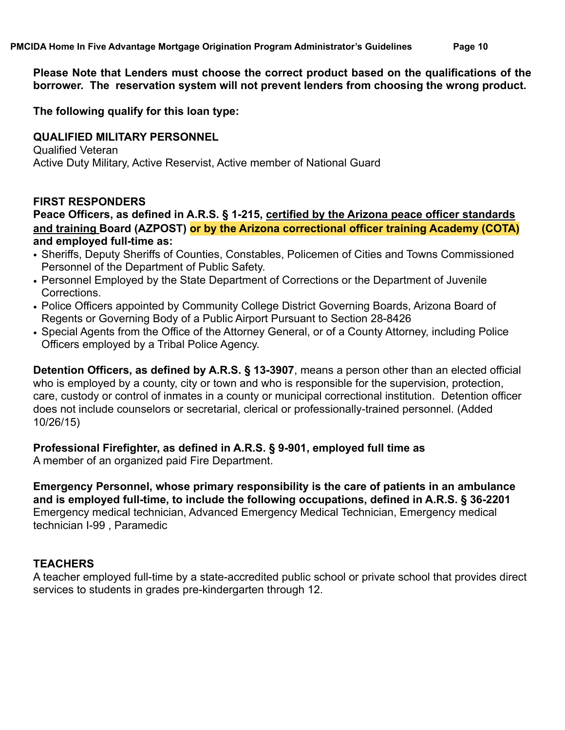**Please Note that Lenders must choose the correct product based on the qualifications of the borrower. The reservation system will not prevent lenders from choosing the wrong product.**

**The following qualify for this loan type:**

**QUALIFIED MILITARY PERSONNEL**

Qualified Veteran

Active Duty Military, Active Reservist, Active member of National Guard

**FIRST RESPONDERS**

**Peace Officers, as defined in A.R.S. § 1-215, certified by the Arizona peace officer standards and training Board (AZPOST) or by the Arizona correctional officer training Academy (COTA) and employed full-time as:**

- Sheriffs, Deputy Sheriffs of Counties, Constables, Policemen of Cities and Towns Commissioned Personnel of the Department of Public Safety.
- Personnel Employed by the State Department of Corrections or the Department of Juvenile Corrections.
- Police Officers appointed by Community College District Governing Boards, Arizona Board of Regents or Governing Body of a Public Airport Pursuant to Section 28-8426
- Special Agents from the Office of the Attorney General, or of a County Attorney, including Police Officers employed by a Tribal Police Agency.

**Detention Officers, as defined by A.R.S. § 13-3907**, means a person other than an elected official who is employed by a county, city or town and who is responsible for the supervision, protection, care, custody or control of inmates in a county or municipal correctional institution. Detention officer does not include counselors or secretarial, clerical or professionally-trained personnel. (Added 10/26/15)

**Professional Firefighter, as defined in A.R.S. § 9-901, employed full time as**

A member of an organized paid Fire Department.

**Emergency Personnel, whose primary responsibility is the care of patients in an ambulance and is employed full-time, to include the following occupations, defined in A.R.S. § 36-2201**

Emergency medical technician, Advanced Emergency Medical Technician, Emergency medical technician I-99 , Paramedic

**TEACHERS**

A teacher employed full-time by a state-accredited public school or private school that provides direct services to students in grades pre-kindergarten through 12.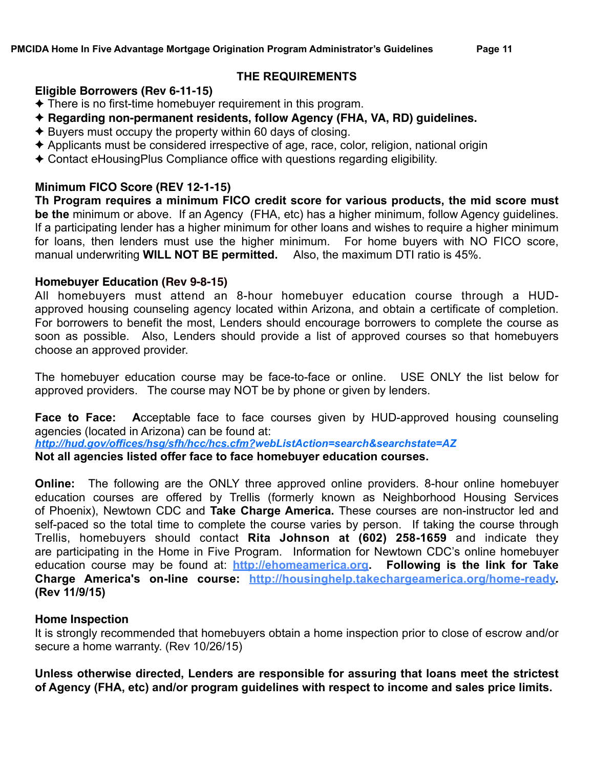## THE REQUIREMENTS

### Eligible Borrowers (Rev 6-11-15)

- There is no first-time homebuyer requirement in this program.
- **Regarding non-permanent residents, follow Agency (FHA, VA, RD) guidelines.**
- Buyers must occupy the property within 60 days of closing.
- Applicants must be considered irrespective of age, race, color, religion, national origin
- Contact eHousingPlus Compliance office with questions regarding eligibility.

### Minimum FICO Score (REV 12-1-15)

**Th Program requires a minimum FICO credit score for various products, the mid score must be the** minimum or above. If an Agency (FHA, etc) has a higher minimum, follow Agency guidelines. If a participating lender has a higher minimum for other loans and wishes to require a higher minimum for loans, then lenders must use the higher minimum. For home buyers with NO FICO score, manual underwriting **WILL NOT BE permitted.** Also, the maximum DTI ratio is 45%.

### Homebuyer Education (Rev 9-8-15)

All homebuyers must attend an 8-hour homebuyer education course through a HUD-approved housing counseling agency located within Arizona, and obtain a certificate of completion. For borrowers to benefit the most, Lenders should encourage borrowers to complete the course as soon as possible. Also, Lenders should provide a list of approved courses so that homebuyers choose an approved provider.

The homebuyer education course may be face-to-face or online. USE ONLY the list below for approved providers. The course may NOT be by phone or given by lenders.

**Face to Face: A**cceptable face to face courses given by HUD-approved housing counseling agencies (located in Arizona) can be found at:
***http://hud.gov/offices/hsg/sfh/hcc/hcs.cfm?webListAction=search&searchstate=AZ***
**Not all agencies listed offer face to face homebuyer education courses.**

**Online:** The following are the ONLY three approved online providers. 8-hour online homebuyer education courses are offered by Trellis (formerly known as Neighborhood Housing Services of Phoenix), Newtown CDC and **Take Charge America.** These courses are non-instructor led and self-paced so the total time to complete the course varies by person. If taking the course through Trellis, homebuyers should contact **Rita Johnson at (602) 258-1659** and indicate they are participating in the Home in Five Program. Information for Newtown CDC's online homebuyer education course may be found at: **http://ehomeamerica.org. Following is the link for Take Charge America's on-line course: http://housinghelp.takechargeamerica.org/home-ready. (Rev 11/9/15)**

### Home Inspection

It is strongly recommended that homebuyers obtain a home inspection prior to close of escrow and/or secure a home warranty. (Rev 10/26/15)

**Unless otherwise directed, Lenders are responsible for assuring that loans meet the strictest of Agency (FHA, etc) and/or program guidelines with respect to income and sales price limits.**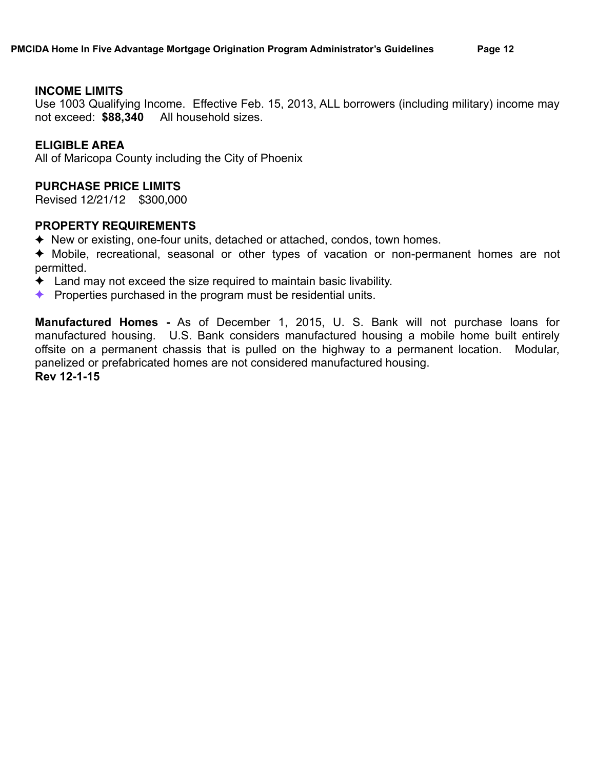## INCOME LIMITS

Use 1003 Qualifying Income. Effective Feb. 15, 2013, ALL borrowers (including military) income may not exceed: **$88,340** All household sizes.

## ELIGIBLE AREA

All of Maricopa County including the City of Phoenix

## PURCHASE PRICE LIMITS

Revised 12/21/12 $300,000

## PROPERTY REQUIREMENTS

- New or existing, one-four units, detached or attached, condos, town homes.
- Mobile, recreational, seasonal or other types of vacation or non-permanent homes are not permitted.
- Land may not exceed the size required to maintain basic livability.
- Properties purchased in the program must be residential units.

**Manufactured Homes -** As of December 1, 2015, U. S. Bank will not purchase loans for manufactured housing. U.S. Bank considers manufactured housing a mobile home built entirely offsite on a permanent chassis that is pulled on the highway to a permanent location. Modular, panelized or prefabricated homes are not considered manufactured housing.
**Rev 12-1-15**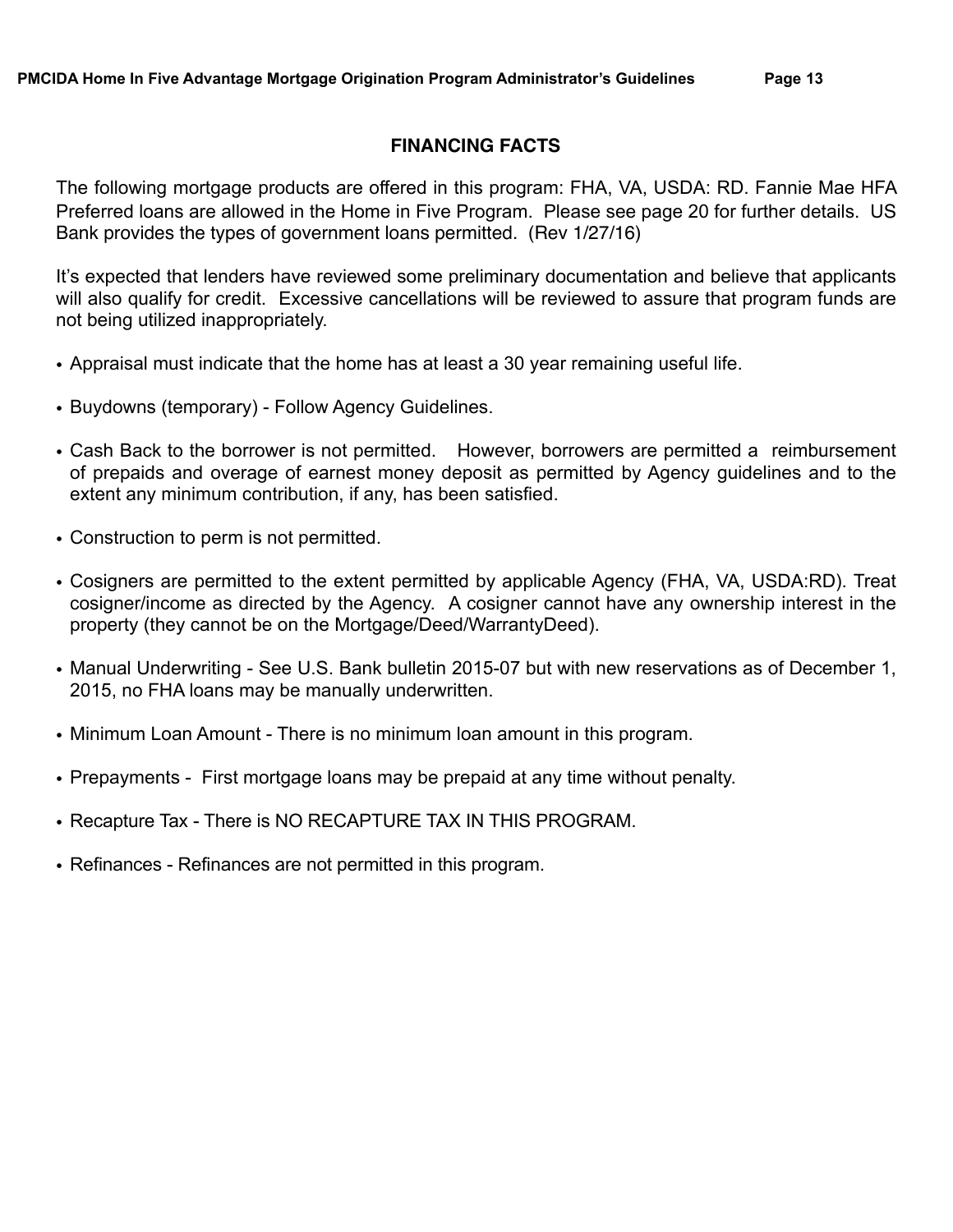## FINANCING FACTS

The following mortgage products are offered in this program: FHA, VA, USDA: RD. Fannie Mae HFA Preferred loans are allowed in the Home in Five Program. Please see page 20 for further details. US Bank provides the types of government loans permitted. (Rev 1/27/16)

It's expected that lenders have reviewed some preliminary documentation and believe that applicants will also qualify for credit. Excessive cancellations will be reviewed to assure that program funds are not being utilized inappropriately.

- Appraisal must indicate that the home has at least a 30 year remaining useful life.
- Buydowns (temporary) - Follow Agency Guidelines.
- Cash Back to the borrower is not permitted. However, borrowers are permitted a reimbursement of prepaids and overage of earnest money deposit as permitted by Agency guidelines and to the extent any minimum contribution, if any, has been satisfied.
- Construction to perm is not permitted.
- Cosigners are permitted to the extent permitted by applicable Agency (FHA, VA, USDA:RD). Treat cosigner/income as directed by the Agency. A cosigner cannot have any ownership interest in the property (they cannot be on the Mortgage/Deed/WarrantyDeed).
- Manual Underwriting - See U.S. Bank bulletin 2015-07 but with new reservations as of December 1, 2015, no FHA loans may be manually underwritten.
- Minimum Loan Amount - There is no minimum loan amount in this program.
- Prepayments - First mortgage loans may be prepaid at any time without penalty.
- Recapture Tax - There is NO RECAPTURE TAX IN THIS PROGRAM.
- Refinances - Refinances are not permitted in this program.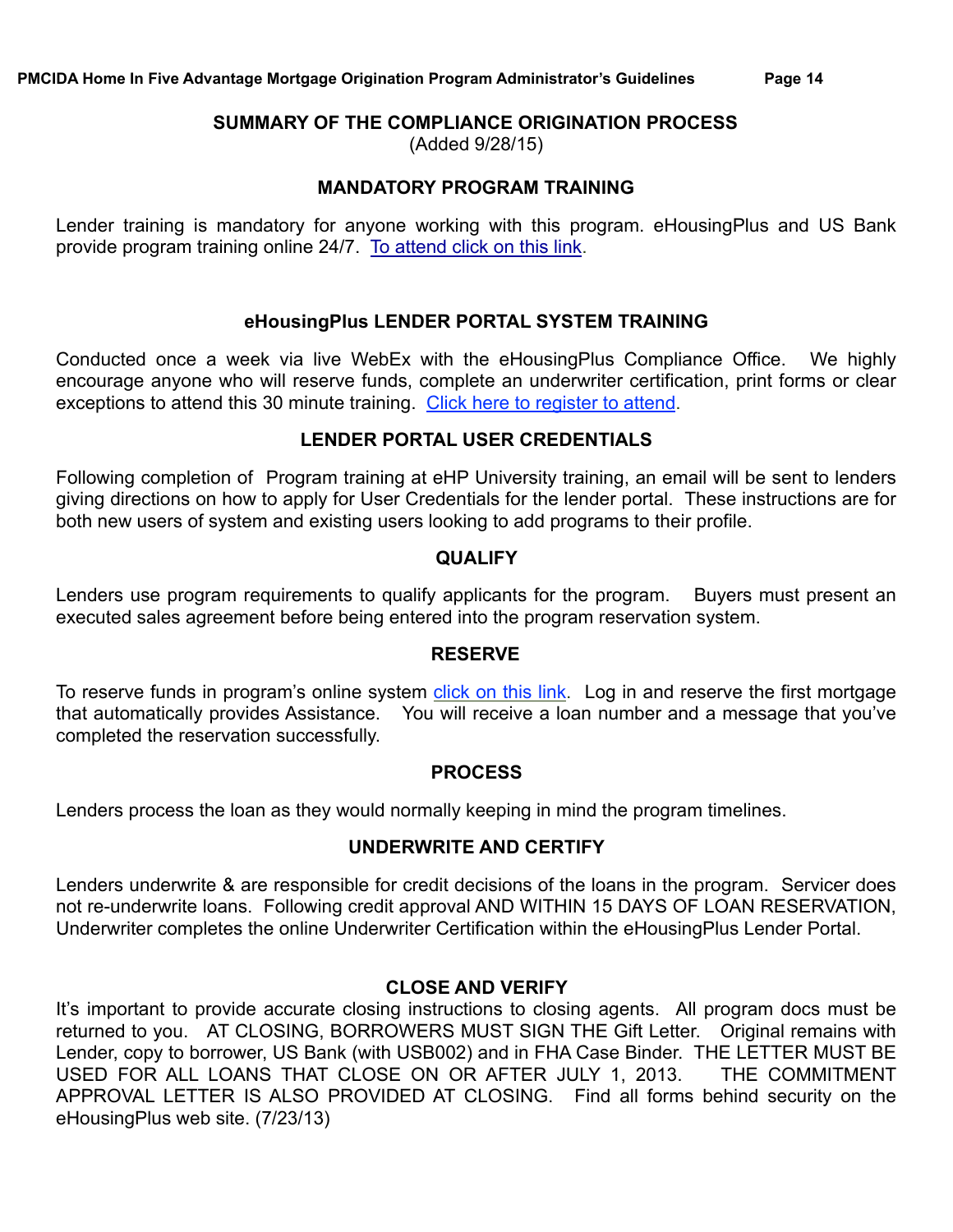## SUMMARY OF THE COMPLIANCE ORIGINATION PROCESS

(Added 9/28/15)

### MANDATORY PROGRAM TRAINING

Lender training is mandatory for anyone working with this program. eHousingPlus and US Bank provide program training online 24/7. To attend click on this link.

### eHousingPlus LENDER PORTAL SYSTEM TRAINING

Conducted once a week via live WebEx with the eHousingPlus Compliance Office. We highly encourage anyone who will reserve funds, complete an underwriter certification, print forms or clear exceptions to attend this 30 minute training. Click here to register to attend.

### LENDER PORTAL USER CREDENTIALS

Following completion of Program training at eHP University training, an email will be sent to lenders giving directions on how to apply for User Credentials for the lender portal. These instructions are for both new users of system and existing users looking to add programs to their profile.

### QUALIFY

Lenders use program requirements to qualify applicants for the program. Buyers must present an executed sales agreement before being entered into the program reservation system.

### RESERVE

To reserve funds in program's online system click on this link. Log in and reserve the first mortgage that automatically provides Assistance. You will receive a loan number and a message that you've completed the reservation successfully.

### PROCESS

Lenders process the loan as they would normally keeping in mind the program timelines.

### UNDERWRITE AND CERTIFY

Lenders underwrite & are responsible for credit decisions of the loans in the program. Servicer does not re-underwrite loans. Following credit approval AND WITHIN 15 DAYS OF LOAN RESERVATION, Underwriter completes the online Underwriter Certification within the eHousingPlus Lender Portal.

### CLOSE AND VERIFY

It's important to provide accurate closing instructions to closing agents. All program docs must be returned to you. AT CLOSING, BORROWERS MUST SIGN THE Gift Letter. Original remains with Lender, copy to borrower, US Bank (with USB002) and in FHA Case Binder. THE LETTER MUST BE USED FOR ALL LOANS THAT CLOSE ON OR AFTER JULY 1, 2013. THE COMMITMENT APPROVAL LETTER IS ALSO PROVIDED AT CLOSING. Find all forms behind security on the eHousingPlus web site. (7/23/13)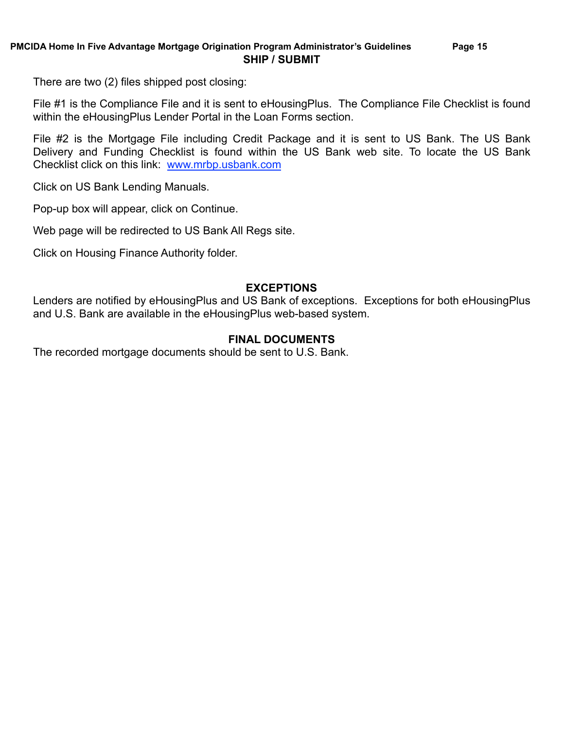## SHIP / SUBMIT

There are two (2) files shipped post closing:

File #1 is the Compliance File and it is sent to eHousingPlus. The Compliance File Checklist is found within the eHousingPlus Lender Portal in the Loan Forms section.

File #2 is the Mortgage File including Credit Package and it is sent to US Bank. The US Bank Delivery and Funding Checklist is found within the US Bank web site. To locate the US Bank Checklist click on this link: [www.mrbp.usbank.com](http://www.mrbp.usbank.com)

Click on US Bank Lending Manuals.

Pop-up box will appear, click on Continue.

Web page will be redirected to US Bank All Regs site.

Click on Housing Finance Authority folder.

## EXCEPTIONS

Lenders are notified by eHousingPlus and US Bank of exceptions. Exceptions for both eHousingPlus and U.S. Bank are available in the eHousingPlus web-based system.

## FINAL DOCUMENTS

The recorded mortgage documents should be sent to U.S. Bank.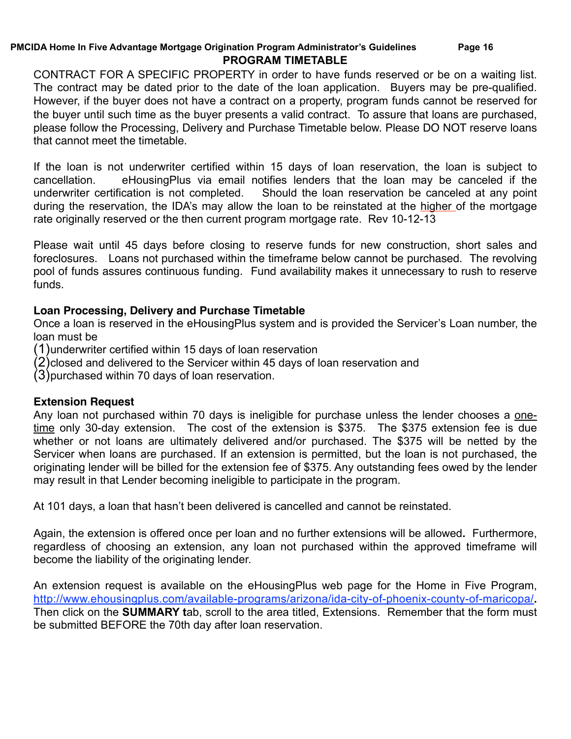## PROGRAM TIMETABLE

CONTRACT FOR A SPECIFIC PROPERTY in order to have funds reserved or be on a waiting list. The contract may be dated prior to the date of the loan application. Buyers may be pre-qualified. However, if the buyer does not have a contract on a property, program funds cannot be reserved for the buyer until such time as the buyer presents a valid contract. To assure that loans are purchased, please follow the Processing, Delivery and Purchase Timetable below. Please DO NOT reserve loans that cannot meet the timetable.

If the loan is not underwriter certified within 15 days of loan reservation, the loan is subject to cancellation. eHousingPlus via email notifies lenders that the loan may be canceled if the underwriter certification is not completed. Should the loan reservation be canceled at any point during the reservation, the IDA's may allow the loan to be reinstated at the <u>higher</u> of the mortgage rate originally reserved or the then current program mortgage rate. Rev 10-12-13

Please wait until 45 days before closing to reserve funds for new construction, short sales and foreclosures. Loans not purchased within the timeframe below cannot be purchased. The revolving pool of funds assures continuous funding. Fund availability makes it unnecessary to rush to reserve funds.

**Loan Processing, Delivery and Purchase Timetable**

Once a loan is reserved in the eHousingPlus system and is provided the Servicer's Loan number, the loan must be

(1) underwriter certified within 15 days of loan reservation
(2) closed and delivered to the Servicer within 45 days of loan reservation and
(3) purchased within 70 days of loan reservation.

**Extension Request**

Any loan not purchased within 70 days is ineligible for purchase unless the lender chooses a <u>one-time</u> only 30-day extension. The cost of the extension is $375. The $375 extension fee is due whether or not loans are ultimately delivered and/or purchased. The $375 will be netted by the Servicer when loans are purchased. If an extension is permitted, but the loan is not purchased, the originating lender will be billed for the extension fee of $375. Any outstanding fees owed by the lender may result in that Lender becoming ineligible to participate in the program.

At 101 days, a loan that hasn't been delivered is cancelled and cannot be reinstated.

Again, the extension is offered once per loan and no further extensions will be allowed. Furthermore, regardless of choosing an extension, any loan not purchased within the approved timeframe will become the liability of the originating lender.

An extension request is available on the eHousingPlus web page for the Home in Five Program, http://www.ehousingplus.com/available-programs/arizona/ida-city-of-phoenix-county-of-maricopa/. Then click on the **SUMMARY t**ab, scroll to the area titled, Extensions. Remember that the form must be submitted BEFORE the 70th day after loan reservation.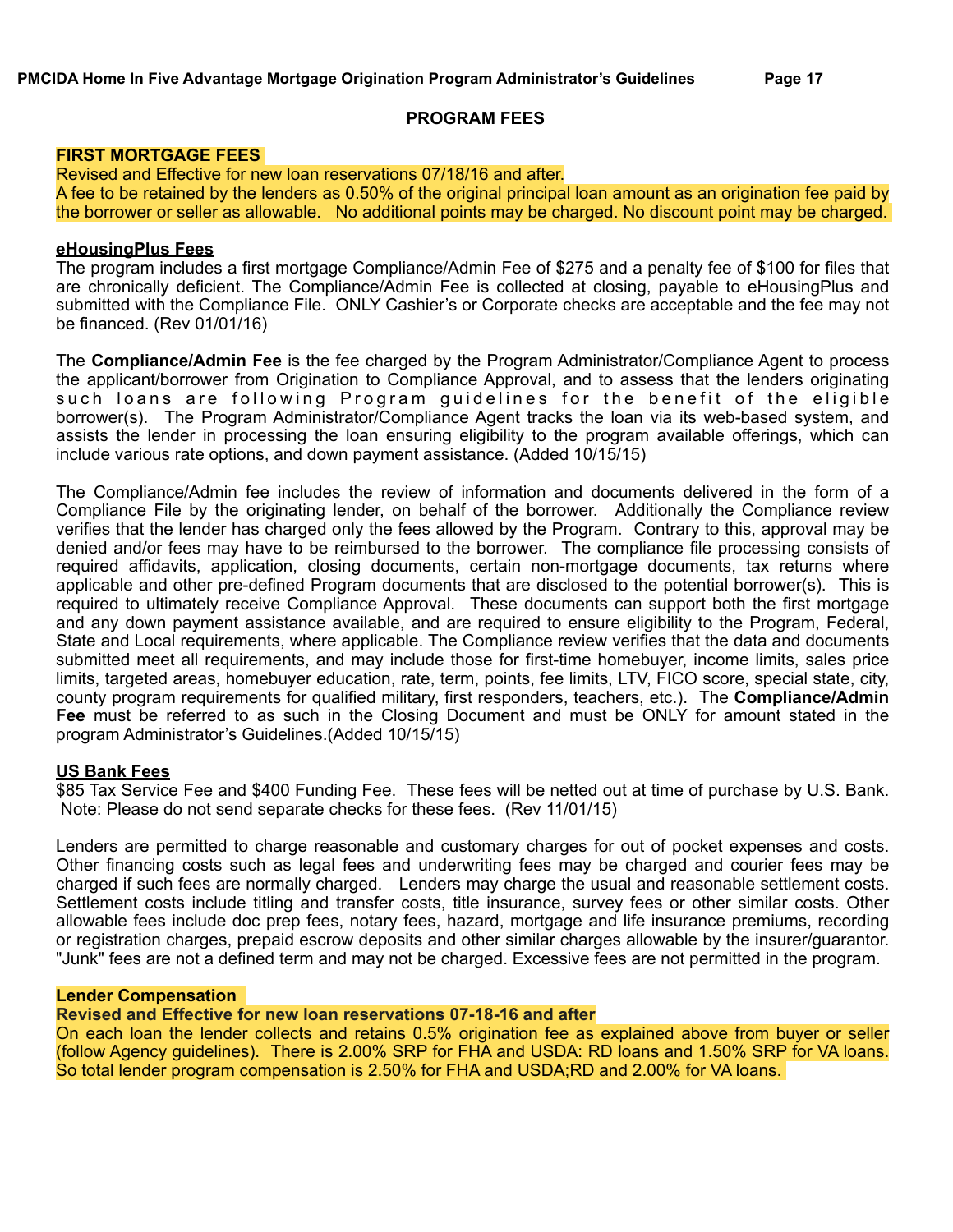## PROGRAM FEES

**FIRST MORTGAGE FEES**

Revised and Effective for new loan reservations 07/18/16 and after.

A fee to be retained by the lenders as 0.50% of the original principal loan amount as an origination fee paid by the borrower or seller as allowable. No additional points may be charged. No discount point may be charged.

**eHousingPlus Fees**

The program includes a first mortgage Compliance/Admin Fee of $275 and a penalty fee of $100 for files that are chronically deficient. The Compliance/Admin Fee is collected at closing, payable to eHousingPlus and submitted with the Compliance File. ONLY Cashier's or Corporate checks are acceptable and the fee may not be financed. (Rev 01/01/16)

The **Compliance/Admin Fee** is the fee charged by the Program Administrator/Compliance Agent to process the applicant/borrower from Origination to Compliance Approval, and to assess that the lenders originating such loans are following Program guidelines for the benefit of the eligible borrower(s). The Program Administrator/Compliance Agent tracks the loan via its web-based system, and assists the lender in processing the loan ensuring eligibility to the program available offerings, which can include various rate options, and down payment assistance. (Added 10/15/15)

The Compliance/Admin fee includes the review of information and documents delivered in the form of a Compliance File by the originating lender, on behalf of the borrower. Additionally the Compliance review verifies that the lender has charged only the fees allowed by the Program. Contrary to this, approval may be denied and/or fees may have to be reimbursed to the borrower. The compliance file processing consists of required affidavits, application, closing documents, certain non-mortgage documents, tax returns where applicable and other pre-defined Program documents that are disclosed to the potential borrower(s). This is required to ultimately receive Compliance Approval. These documents can support both the first mortgage and any down payment assistance available, and are required to ensure eligibility to the Program, Federal, State and Local requirements, where applicable. The Compliance review verifies that the data and documents submitted meet all requirements, and may include those for first-time homebuyer, income limits, sales price limits, targeted areas, homebuyer education, rate, term, points, fee limits, LTV, FICO score, special state, city, county program requirements for qualified military, first responders, teachers, etc.). The **Compliance/Admin Fee** must be referred to as such in the Closing Document and must be ONLY for amount stated in the program Administrator's Guidelines.(Added 10/15/15)

**US Bank Fees**

$85 Tax Service Fee and $400 Funding Fee. These fees will be netted out at time of purchase by U.S. Bank. Note: Please do not send separate checks for these fees. (Rev 11/01/15)

Lenders are permitted to charge reasonable and customary charges for out of pocket expenses and costs. Other financing costs such as legal fees and underwriting fees may be charged and courier fees may be charged if such fees are normally charged. Lenders may charge the usual and reasonable settlement costs. Settlement costs include titling and transfer costs, title insurance, survey fees or other similar costs. Other allowable fees include doc prep fees, notary fees, hazard, mortgage and life insurance premiums, recording or registration charges, prepaid escrow deposits and other similar charges allowable by the insurer/guarantor. "Junk" fees are not a defined term and may not be charged. Excessive fees are not permitted in the program.

**Lender Compensation**

**Revised and Effective for new loan reservations 07-18-16 and after**

On each loan the lender collects and retains 0.5% origination fee as explained above from buyer or seller (follow Agency guidelines). There is 2.00% SRP for FHA and USDA: RD loans and 1.50% SRP for VA loans. So total lender program compensation is 2.50% for FHA and USDA;RD and 2.00% for VA loans.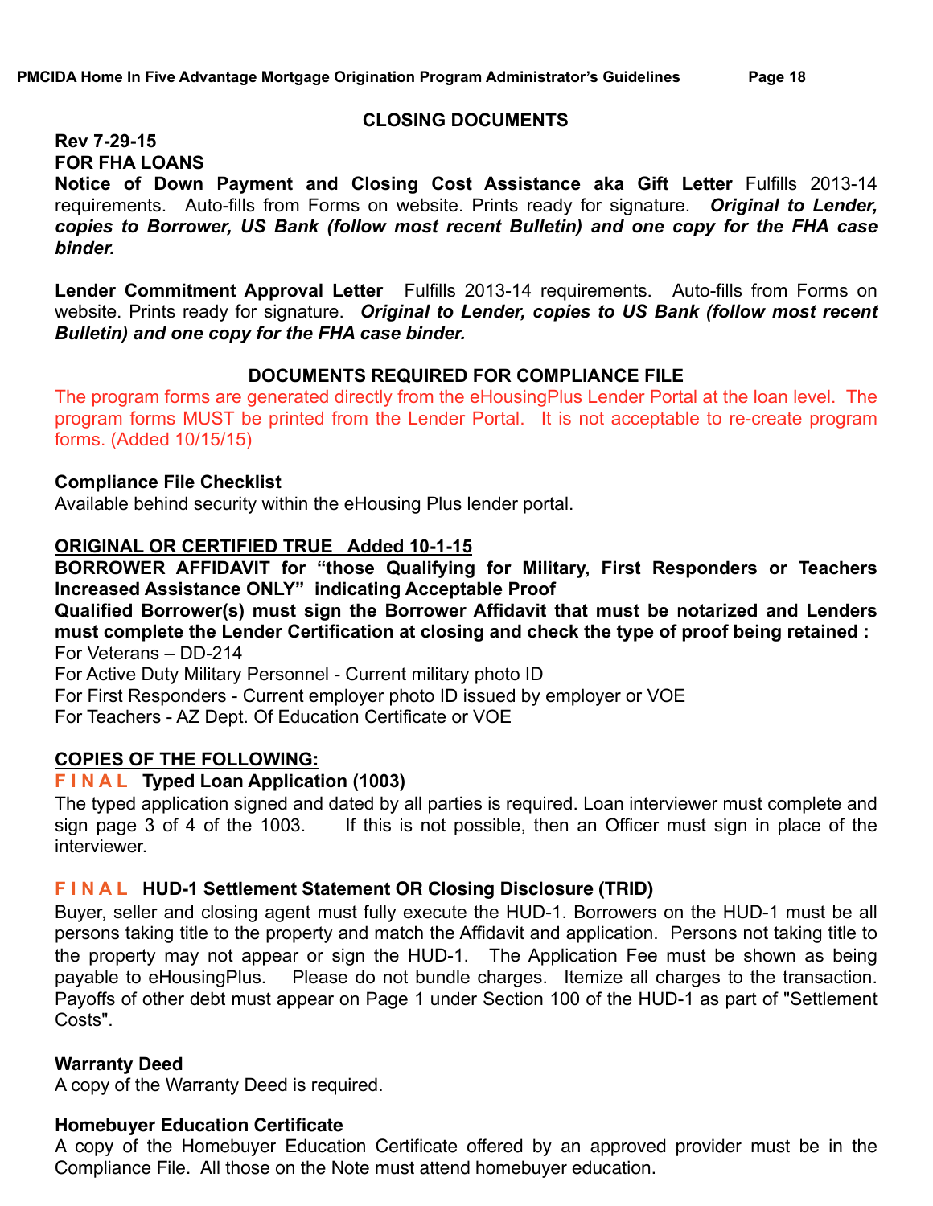## CLOSING DOCUMENTS

**Rev 7-29-15**
**FOR FHA LOANS**

**Notice of Down Payment and Closing Cost Assistance aka Gift Letter** Fulfills 2013-14 requirements. Auto-fills from Forms on website. Prints ready for signature. ***Original to Lender, copies to Borrower, US Bank (follow most recent Bulletin) and one copy for the FHA case binder.***

**Lender Commitment Approval Letter** Fulfills 2013-14 requirements. Auto-fills from Forms on website. Prints ready for signature. ***Original to Lender, copies to US Bank (follow most recent Bulletin) and one copy for the FHA case binder.***

## DOCUMENTS REQUIRED FOR COMPLIANCE FILE

The program forms are generated directly from the eHousingPlus Lender Portal at the loan level. The program forms MUST be printed from the Lender Portal. It is not acceptable to re-create program forms. (Added 10/15/15)

**Compliance File Checklist**
Available behind security within the eHousing Plus lender portal.

**ORIGINAL OR CERTIFIED TRUE Added 10-1-15**
**BORROWER AFFIDAVIT for "those Qualifying for Military, First Responders or Teachers Increased Assistance ONLY" indicating Acceptable Proof**
**Qualified Borrower(s) must sign the Borrower Affidavit that must be notarized and Lenders must complete the Lender Certification at closing and check the type of proof being retained :**
For Veterans – DD-214
For Active Duty Military Personnel - Current military photo ID
For First Responders - Current employer photo ID issued by employer or VOE
For Teachers - AZ Dept. Of Education Certificate or VOE

**COPIES OF THE FOLLOWING:**

**F I N A L Typed Loan Application (1003)**
The typed application signed and dated by all parties is required. Loan interviewer must complete and sign page 3 of 4 of the 1003. If this is not possible, then an Officer must sign in place of the interviewer.

**F I N A L HUD-1 Settlement Statement OR Closing Disclosure (TRID)**
Buyer, seller and closing agent must fully execute the HUD-1. Borrowers on the HUD-1 must be all persons taking title to the property and match the Affidavit and application. Persons not taking title to the property may not appear or sign the HUD-1. The Application Fee must be shown as being payable to eHousingPlus. Please do not bundle charges. Itemize all charges to the transaction. Payoffs of other debt must appear on Page 1 under Section 100 of the HUD-1 as part of "Settlement Costs".

**Warranty Deed**
A copy of the Warranty Deed is required.

**Homebuyer Education Certificate**
A copy of the Homebuyer Education Certificate offered by an approved provider must be in the Compliance File. All those on the Note must attend homebuyer education.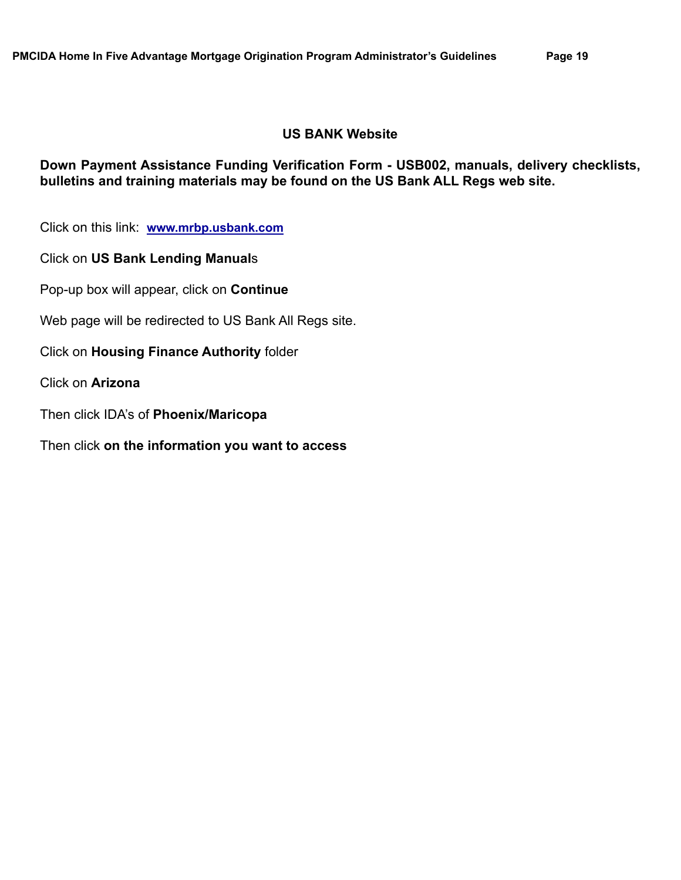## US BANK Website

**Down Payment Assistance Funding Verification Form - USB002, manuals, delivery checklists, bulletins and training materials may be found on the US Bank ALL Regs web site.**

Click on this link: **www.mrbp.usbank.com**

Click on **US Bank Lending Manual**s

Pop-up box will appear, click on **Continue**

Web page will be redirected to US Bank All Regs site.

Click on **Housing Finance Authority** folder

Click on **Arizona**

Then click IDA's of **Phoenix/Maricopa**

Then click **on the information you want to access**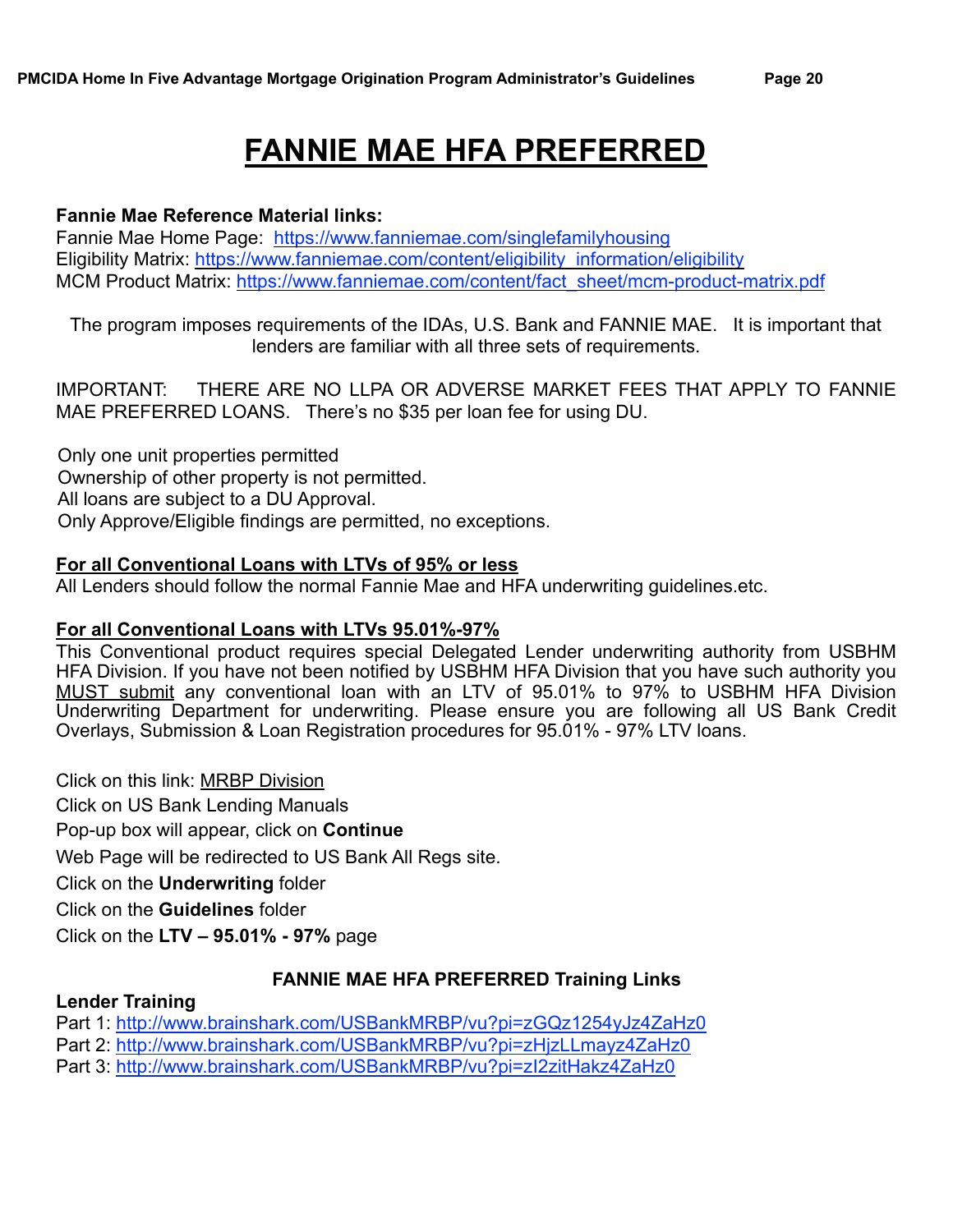# FANNIE MAE HFA PREFERRED

**Fannie Mae Reference Material links:**
Fannie Mae Home Page: https://www.fanniemae.com/singlefamilyhousing
Eligibility Matrix: https://www.fanniemae.com/content/eligibility_information/eligibility
MCM Product Matrix: https://www.fanniemae.com/content/fact_sheet/mcm-product-matrix.pdf

The program imposes requirements of the IDAs, U.S. Bank and FANNIE MAE. It is important that lenders are familiar with all three sets of requirements.

IMPORTANT: THERE ARE NO LLPA OR ADVERSE MARKET FEES THAT APPLY TO FANNIE MAE PREFERRED LOANS. There's no $35 per loan fee for using DU.

Only one unit properties permitted
Ownership of other property is not permitted.
All loans are subject to a DU Approval.
Only Approve/Eligible findings are permitted, no exceptions.

**For all Conventional Loans with LTVs of 95% or less**
All Lenders should follow the normal Fannie Mae and HFA underwriting guidelines.etc.

**For all Conventional Loans with LTVs 95.01%-97%**
This Conventional product requires special Delegated Lender underwriting authority from USBHM HFA Division. If you have not been notified by USBHM HFA Division that you have such authority you MUST submit any conventional loan with an LTV of 95.01% to 97% to USBHM HFA Division Underwriting Department for underwriting. Please ensure you are following all US Bank Credit Overlays, Submission & Loan Registration procedures for 95.01% - 97% LTV loans.

Click on this link: MRBP Division
Click on US Bank Lending Manuals
Pop-up box will appear, click on **Continue**
Web Page will be redirected to US Bank All Regs site.
Click on the **Underwriting** folder
Click on the **Guidelines** folder
Click on the **LTV – 95.01% - 97%** page

**FANNIE MAE HFA PREFERRED Training Links**

**Lender Training**
Part 1: http://www.brainshark.com/USBankMRBP/vu?pi=zGQz1254yJz4ZaHz0
Part 2: http://www.brainshark.com/USBankMRBP/vu?pi=zHjzLLmayz4ZaHz0
Part 3: http://www.brainshark.com/USBankMRBP/vu?pi=zI2zitHakz4ZaHz0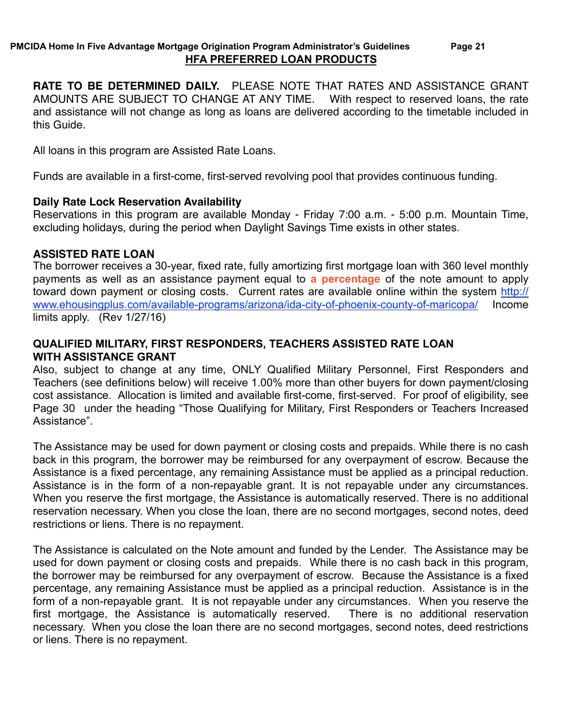## HFA PREFERRED LOAN PRODUCTS

**RATE TO BE DETERMINED DAILY.** PLEASE NOTE THAT RATES AND ASSISTANCE GRANT AMOUNTS ARE SUBJECT TO CHANGE AT ANY TIME. With respect to reserved loans, the rate and assistance will not change as long as loans are delivered according to the timetable included in this Guide.

All loans in this program are Assisted Rate Loans.

Funds are available in a first-come, first-served revolving pool that provides continuous funding.

**Daily Rate Lock Reservation Availability**
Reservations in this program are available Monday - Friday 7:00 a.m. - 5:00 p.m. Mountain Time, excluding holidays, during the period when Daylight Savings Time exists in other states.

**ASSISTED RATE LOAN**
The borrower receives a 30-year, fixed rate, fully amortizing first mortgage loan with 360 level monthly payments as well as an assistance payment equal to **a percentage** of the note amount to apply toward down payment or closing costs. Current rates are available online within the system http://www.ehousingplus.com/available-programs/arizona/ida-city-of-phoenix-county-of-maricopa/ Income limits apply. (Rev 1/27/16)

**QUALIFIED MILITARY, FIRST RESPONDERS, TEACHERS ASSISTED RATE LOAN WITH ASSISTANCE GRANT**
Also, subject to change at any time, ONLY Qualified Military Personnel, First Responders and Teachers (see definitions below) will receive 1.00% more than other buyers for down payment/closing cost assistance. Allocation is limited and available first-come, first-served. For proof of eligibility, see Page 30 under the heading "Those Qualifying for Military, First Responders or Teachers Increased Assistance".

The Assistance may be used for down payment or closing costs and prepaids. While there is no cash back in this program, the borrower may be reimbursed for any overpayment of escrow. Because the Assistance is a fixed percentage, any remaining Assistance must be applied as a principal reduction. Assistance is in the form of a non-repayable grant. It is not repayable under any circumstances. When you reserve the first mortgage, the Assistance is automatically reserved. There is no additional reservation necessary. When you close the loan, there are no second mortgages, second notes, deed restrictions or liens. There is no repayment.

The Assistance is calculated on the Note amount and funded by the Lender. The Assistance may be used for down payment or closing costs and prepaids. While there is no cash back in this program, the borrower may be reimbursed for any overpayment of escrow. Because the Assistance is a fixed percentage, any remaining Assistance must be applied as a principal reduction. Assistance is in the form of a non-repayable grant. It is not repayable under any circumstances. When you reserve the first mortgage, the Assistance is automatically reserved. There is no additional reservation necessary. When you close the loan there are no second mortgages, second notes, deed restrictions or liens. There is no repayment.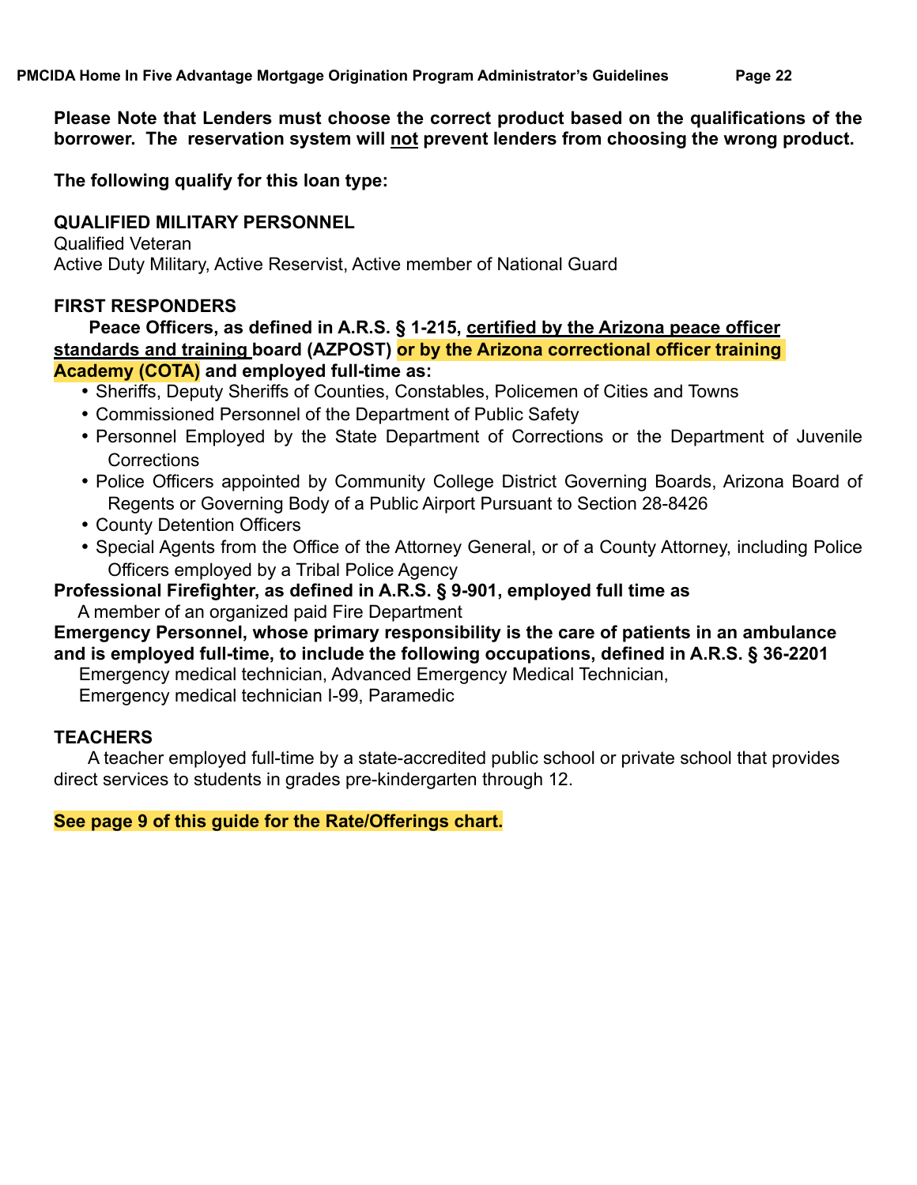**Please Note that Lenders must choose the correct product based on the qualifications of the borrower. The reservation system will not prevent lenders from choosing the wrong product.**

**The following qualify for this loan type:**

**QUALIFIED MILITARY PERSONNEL**

Qualified Veteran

Active Duty Military, Active Reservist, Active member of National Guard

**FIRST RESPONDERS**

**Peace Officers, as defined in A.R.S. § 1-215, certified by the Arizona peace officer standards and training board (AZPOST) or by the Arizona correctional officer training Academy (COTA) and employed full-time as:**

- Sheriffs, Deputy Sheriffs of Counties, Constables, Policemen of Cities and Towns
- Commissioned Personnel of the Department of Public Safety
- Personnel Employed by the State Department of Corrections or the Department of Juvenile Corrections
- Police Officers appointed by Community College District Governing Boards, Arizona Board of Regents or Governing Body of a Public Airport Pursuant to Section 28-8426
- County Detention Officers
- Special Agents from the Office of the Attorney General, or of a County Attorney, including Police Officers employed by a Tribal Police Agency

**Professional Firefighter, as defined in A.R.S. § 9-901, employed full time as**

A member of an organized paid Fire Department

**Emergency Personnel, whose primary responsibility is the care of patients in an ambulance and is employed full-time, to include the following occupations, defined in A.R.S. § 36-2201**

Emergency medical technician, Advanced Emergency Medical Technician,
Emergency medical technician I-99, Paramedic

**TEACHERS**

A teacher employed full-time by a state-accredited public school or private school that provides direct services to students in grades pre-kindergarten through 12.

**See page 9 of this guide for the Rate/Offerings chart.**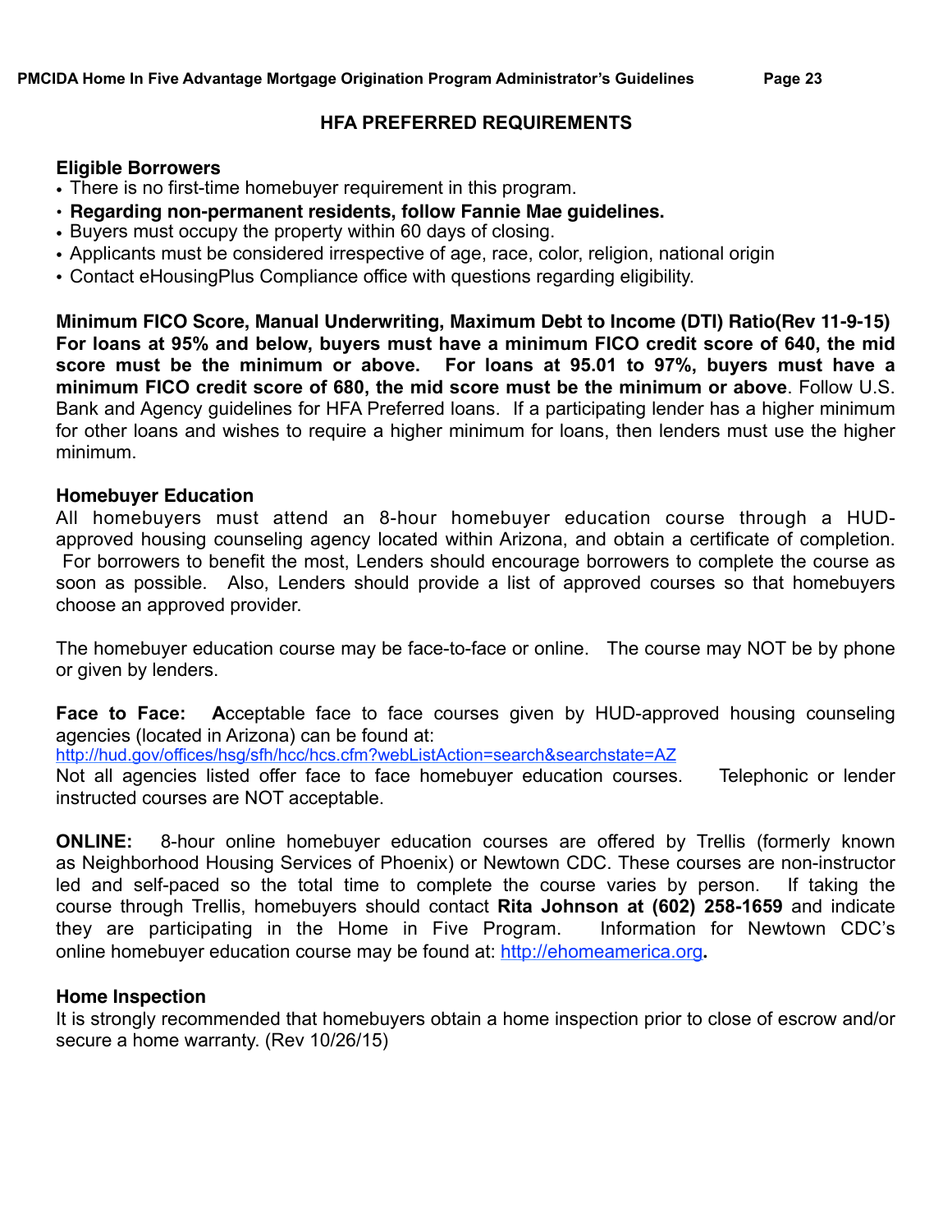## HFA PREFERRED REQUIREMENTS

### Eligible Borrowers

- There is no first-time homebuyer requirement in this program.
- **Regarding non-permanent residents, follow Fannie Mae guidelines.**
- Buyers must occupy the property within 60 days of closing.
- Applicants must be considered irrespective of age, race, color, religion, national origin
- Contact eHousingPlus Compliance office with questions regarding eligibility.

### Minimum FICO Score, Manual Underwriting, Maximum Debt to Income (DTI) Ratio(Rev 11-9-15)

**For loans at 95% and below, buyers must have a minimum FICO credit score of 640, the mid score must be the minimum or above. For loans at 95.01 to 97%, buyers must have a minimum FICO credit score of 680, the mid score must be the minimum or above**. Follow U.S. Bank and Agency guidelines for HFA Preferred loans. If a participating lender has a higher minimum for other loans and wishes to require a higher minimum for loans, then lenders must use the higher minimum.

### Homebuyer Education

All homebuyers must attend an 8-hour homebuyer education course through a HUD-approved housing counseling agency located within Arizona, and obtain a certificate of completion. For borrowers to benefit the most, Lenders should encourage borrowers to complete the course as soon as possible. Also, Lenders should provide a list of approved courses so that homebuyers choose an approved provider.

The homebuyer education course may be face-to-face or online. The course may NOT be by phone or given by lenders.

**Face to Face:** **A**cceptable face to face courses given by HUD-approved housing counseling agencies (located in Arizona) can be found at:
http://hud.gov/offices/hsg/sfh/hcc/hcs.cfm?webListAction=search&searchstate=AZ
Not all agencies listed offer face to face homebuyer education courses. Telephonic or lender instructed courses are NOT acceptable.

**ONLINE:** 8-hour online homebuyer education courses are offered by Trellis (formerly known as Neighborhood Housing Services of Phoenix) or Newtown CDC. These courses are non-instructor led and self-paced so the total time to complete the course varies by person. If taking the course through Trellis, homebuyers should contact **Rita Johnson at (602) 258-1659** and indicate they are participating in the Home in Five Program. Information for Newtown CDC's online homebuyer education course may be found at: http://ehomeamerica.org**.**

### Home Inspection

It is strongly recommended that homebuyers obtain a home inspection prior to close of escrow and/or secure a home warranty. (Rev 10/26/15)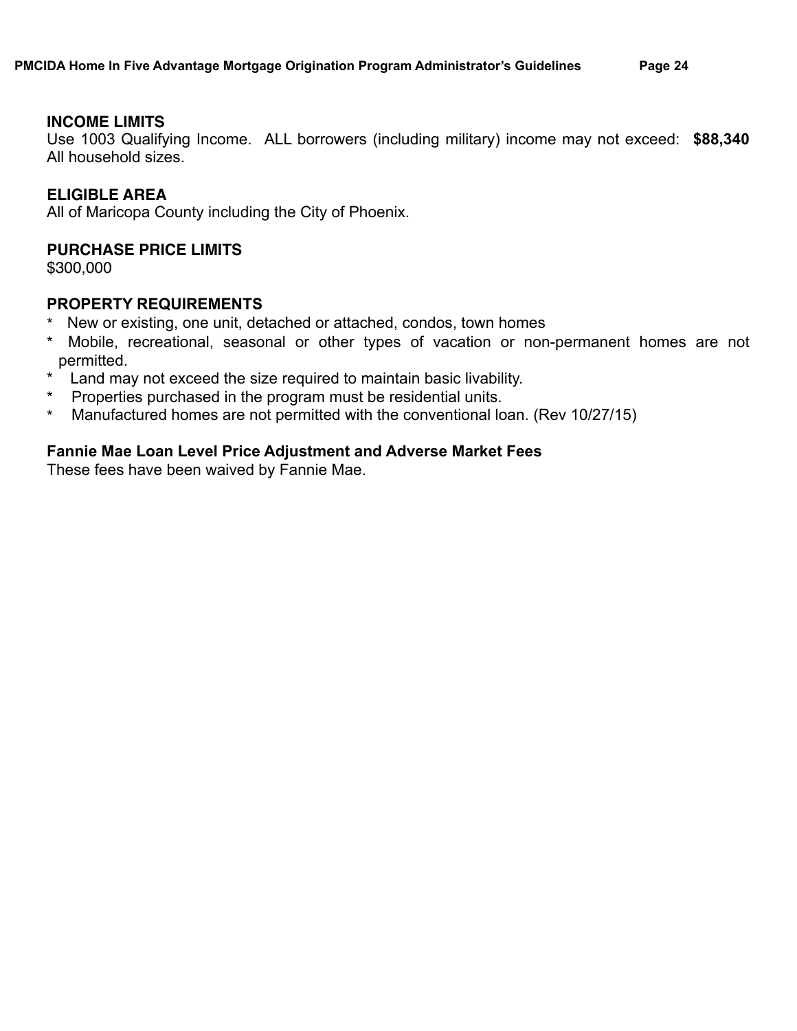### INCOME LIMITS

Use 1003 Qualifying Income. ALL borrowers (including military) income may not exceed: **$88,340** All household sizes.

### ELIGIBLE AREA

All of Maricopa County including the City of Phoenix.

### PURCHASE PRICE LIMITS

$300,000

### PROPERTY REQUIREMENTS

* New or existing, one unit, detached or attached, condos, town homes
* Mobile, recreational, seasonal or other types of vacation or non-permanent homes are not permitted.
* Land may not exceed the size required to maintain basic livability.
* Properties purchased in the program must be residential units.
* Manufactured homes are not permitted with the conventional loan. (Rev 10/27/15)

### Fannie Mae Loan Level Price Adjustment and Adverse Market Fees

These fees have been waived by Fannie Mae.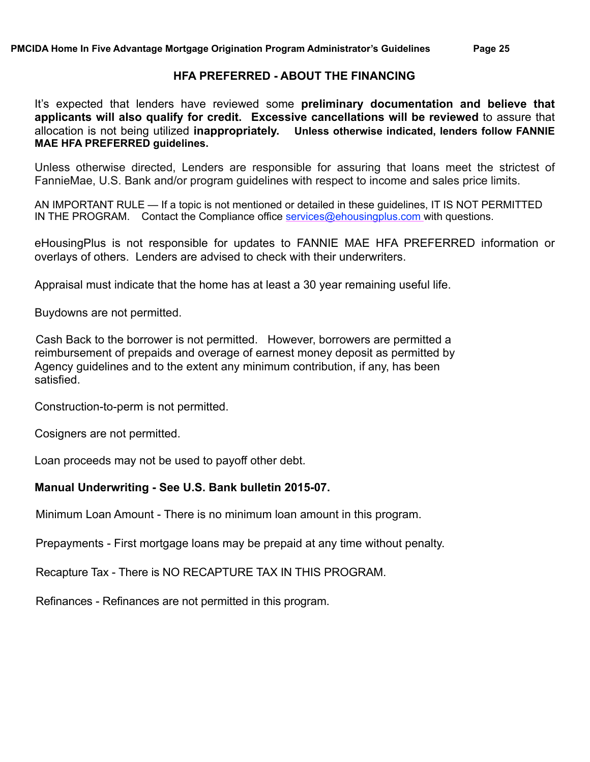## HFA PREFERRED - ABOUT THE FINANCING

It's expected that lenders have reviewed some **preliminary documentation and believe that applicants will also qualify for credit. Excessive cancellations will be reviewed** to assure that allocation is not being utilized **inappropriately. Unless otherwise indicated, lenders follow FANNIE MAE HFA PREFERRED guidelines.**

Unless otherwise directed, Lenders are responsible for assuring that loans meet the strictest of FannieMae, U.S. Bank and/or program guidelines with respect to income and sales price limits.

AN IMPORTANT RULE — If a topic is not mentioned or detailed in these guidelines, IT IS NOT PERMITTED IN THE PROGRAM. Contact the Compliance office services@ehousingplus.com with questions.

eHousingPlus is not responsible for updates to FANNIE MAE HFA PREFERRED information or overlays of others. Lenders are advised to check with their underwriters.

Appraisal must indicate that the home has at least a 30 year remaining useful life.

Buydowns are not permitted.

Cash Back to the borrower is not permitted. However, borrowers are permitted a reimbursement of prepaids and overage of earnest money deposit as permitted by Agency guidelines and to the extent any minimum contribution, if any, has been satisfied.

Construction-to-perm is not permitted.

Cosigners are not permitted.

Loan proceeds may not be used to payoff other debt.

**Manual Underwriting - See U.S. Bank bulletin 2015-07.**

Minimum Loan Amount - There is no minimum loan amount in this program.

Prepayments - First mortgage loans may be prepaid at any time without penalty.

Recapture Tax - There is NO RECAPTURE TAX IN THIS PROGRAM.

Refinances - Refinances are not permitted in this program.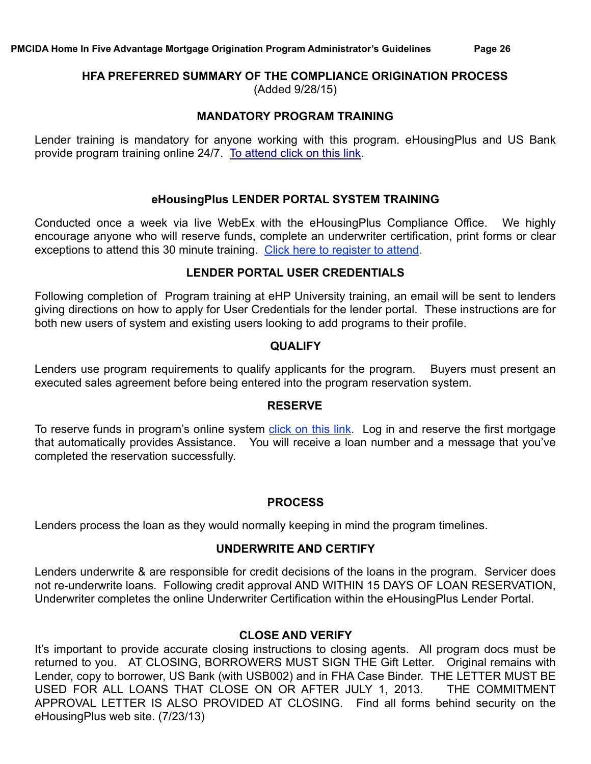## HFA PREFERRED SUMMARY OF THE COMPLIANCE ORIGINATION PROCESS

(Added 9/28/15)

### MANDATORY PROGRAM TRAINING

Lender training is mandatory for anyone working with this program. eHousingPlus and US Bank provide program training online 24/7. To attend click on this link.

### eHousingPlus LENDER PORTAL SYSTEM TRAINING

Conducted once a week via live WebEx with the eHousingPlus Compliance Office. We highly encourage anyone who will reserve funds, complete an underwriter certification, print forms or clear exceptions to attend this 30 minute training. Click here to register to attend.

### LENDER PORTAL USER CREDENTIALS

Following completion of Program training at eHP University training, an email will be sent to lenders giving directions on how to apply for User Credentials for the lender portal. These instructions are for both new users of system and existing users looking to add programs to their profile.

### QUALIFY

Lenders use program requirements to qualify applicants for the program. Buyers must present an executed sales agreement before being entered into the program reservation system.

### RESERVE

To reserve funds in program's online system click on this link. Log in and reserve the first mortgage that automatically provides Assistance. You will receive a loan number and a message that you've completed the reservation successfully.

### PROCESS

Lenders process the loan as they would normally keeping in mind the program timelines.

### UNDERWRITE AND CERTIFY

Lenders underwrite & are responsible for credit decisions of the loans in the program. Servicer does not re-underwrite loans. Following credit approval AND WITHIN 15 DAYS OF LOAN RESERVATION, Underwriter completes the online Underwriter Certification within the eHousingPlus Lender Portal.

### CLOSE AND VERIFY

It's important to provide accurate closing instructions to closing agents. All program docs must be returned to you. AT CLOSING, BORROWERS MUST SIGN THE Gift Letter. Original remains with Lender, copy to borrower, US Bank (with USB002) and in FHA Case Binder. THE LETTER MUST BE USED FOR ALL LOANS THAT CLOSE ON OR AFTER JULY 1, 2013. THE COMMITMENT APPROVAL LETTER IS ALSO PROVIDED AT CLOSING. Find all forms behind security on the eHousingPlus web site. (7/23/13)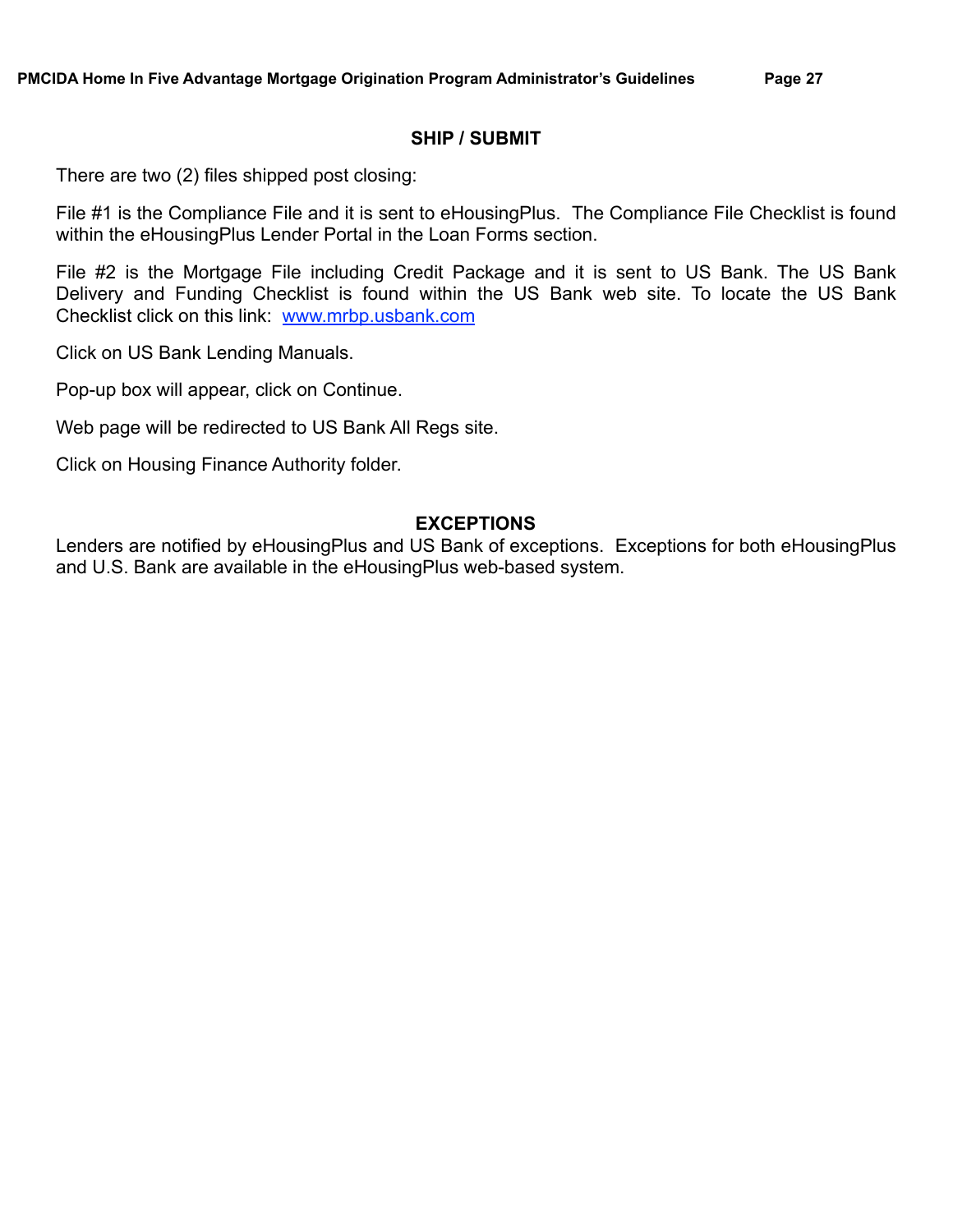## SHIP / SUBMIT

There are two (2) files shipped post closing:

File #1 is the Compliance File and it is sent to eHousingPlus. The Compliance File Checklist is found within the eHousingPlus Lender Portal in the Loan Forms section.

File #2 is the Mortgage File including Credit Package and it is sent to US Bank. The US Bank Delivery and Funding Checklist is found within the US Bank web site. To locate the US Bank Checklist click on this link: [www.mrbp.usbank.com](http://www.mrbp.usbank.com)

Click on US Bank Lending Manuals.

Pop-up box will appear, click on Continue.

Web page will be redirected to US Bank All Regs site.

Click on Housing Finance Authority folder.

## EXCEPTIONS

Lenders are notified by eHousingPlus and US Bank of exceptions. Exceptions for both eHousingPlus and U.S. Bank are available in the eHousingPlus web-based system.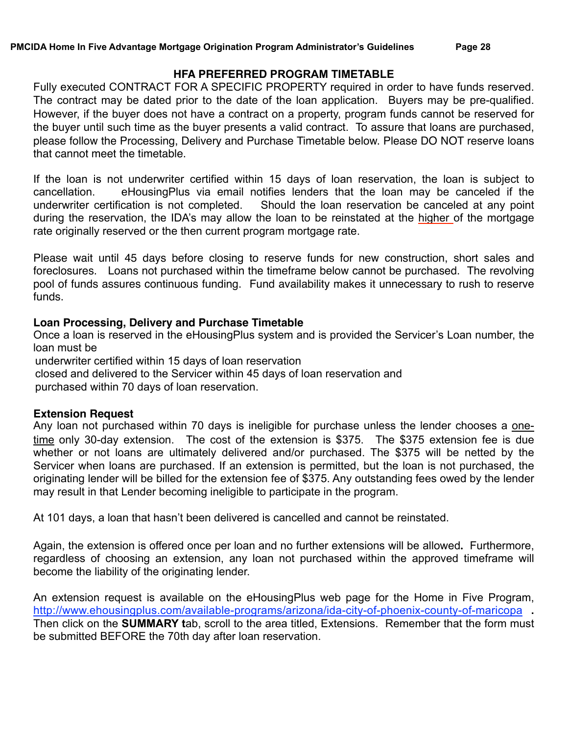## HFA PREFERRED PROGRAM TIMETABLE

Fully executed CONTRACT FOR A SPECIFIC PROPERTY required in order to have funds reserved. The contract may be dated prior to the date of the loan application. Buyers may be pre-qualified. However, if the buyer does not have a contract on a property, program funds cannot be reserved for the buyer until such time as the buyer presents a valid contract. To assure that loans are purchased, please follow the Processing, Delivery and Purchase Timetable below. Please DO NOT reserve loans that cannot meet the timetable.

If the loan is not underwriter certified within 15 days of loan reservation, the loan is subject to cancellation. eHousingPlus via email notifies lenders that the loan may be canceled if the underwriter certification is not completed. Should the loan reservation be canceled at any point during the reservation, the IDA's may allow the loan to be reinstated at the higher of the mortgage rate originally reserved or the then current program mortgage rate.

Please wait until 45 days before closing to reserve funds for new construction, short sales and foreclosures. Loans not purchased within the timeframe below cannot be purchased. The revolving pool of funds assures continuous funding. Fund availability makes it unnecessary to rush to reserve funds.

**Loan Processing, Delivery and Purchase Timetable**

Once a loan is reserved in the eHousingPlus system and is provided the Servicer's Loan number, the loan must be

underwriter certified within 15 days of loan reservation
closed and delivered to the Servicer within 45 days of loan reservation and
purchased within 70 days of loan reservation.

**Extension Request**

Any loan not purchased within 70 days is ineligible for purchase unless the lender chooses a one-time only 30-day extension. The cost of the extension is $375. The $375 extension fee is due whether or not loans are ultimately delivered and/or purchased. The $375 will be netted by the Servicer when loans are purchased. If an extension is permitted, but the loan is not purchased, the originating lender will be billed for the extension fee of $375. Any outstanding fees owed by the lender may result in that Lender becoming ineligible to participate in the program.

At 101 days, a loan that hasn't been delivered is cancelled and cannot be reinstated.

Again, the extension is offered once per loan and no further extensions will be allowed**.** Furthermore, regardless of choosing an extension, any loan not purchased within the approved timeframe will become the liability of the originating lender.

An extension request is available on the eHousingPlus web page for the Home in Five Program, http://www.ehousingplus.com/available-programs/arizona/ida-city-of-phoenix-county-of-maricopa **.** Then click on the **SUMMARY t**ab, scroll to the area titled, Extensions. Remember that the form must be submitted BEFORE the 70th day after loan reservation.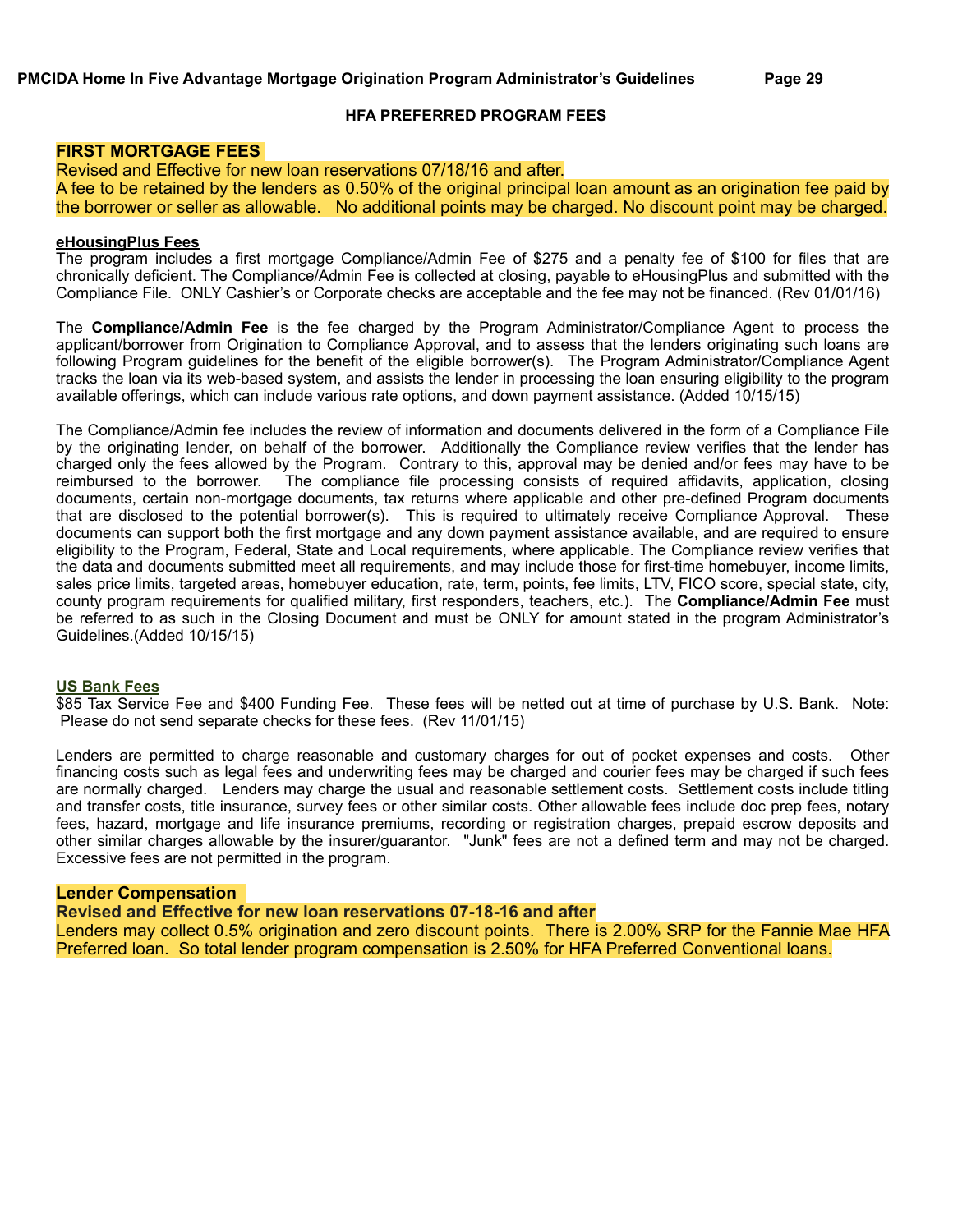## HFA PREFERRED PROGRAM FEES

### FIRST MORTGAGE FEES

Revised and Effective for new loan reservations 07/18/16 and after.

A fee to be retained by the lenders as 0.50% of the original principal loan amount as an origination fee paid by the borrower or seller as allowable. No additional points may be charged. No discount point may be charged.

**eHousingPlus Fees**

The program includes a first mortgage Compliance/Admin Fee of $275 and a penalty fee of $100 for files that are chronically deficient. The Compliance/Admin Fee is collected at closing, payable to eHousingPlus and submitted with the Compliance File. ONLY Cashier's or Corporate checks are acceptable and the fee may not be financed. (Rev 01/01/16)

The **Compliance/Admin Fee** is the fee charged by the Program Administrator/Compliance Agent to process the applicant/borrower from Origination to Compliance Approval, and to assess that the lenders originating such loans are following Program guidelines for the benefit of the eligible borrower(s). The Program Administrator/Compliance Agent tracks the loan via its web-based system, and assists the lender in processing the loan ensuring eligibility to the program available offerings, which can include various rate options, and down payment assistance. (Added 10/15/15)

The Compliance/Admin fee includes the review of information and documents delivered in the form of a Compliance File by the originating lender, on behalf of the borrower. Additionally the Compliance review verifies that the lender has charged only the fees allowed by the Program. Contrary to this, approval may be denied and/or fees may have to be reimbursed to the borrower. The compliance file processing consists of required affidavits, application, closing documents, certain non-mortgage documents, tax returns where applicable and other pre-defined Program documents that are disclosed to the potential borrower(s). This is required to ultimately receive Compliance Approval. These documents can support both the first mortgage and any down payment assistance available, and are required to ensure eligibility to the Program, Federal, State and Local requirements, where applicable. The Compliance review verifies that the data and documents submitted meet all requirements, and may include those for first-time homebuyer, income limits, sales price limits, targeted areas, homebuyer education, rate, term, points, fee limits, LTV, FICO score, special state, city, county program requirements for qualified military, first responders, teachers, etc.). The **Compliance/Admin Fee** must be referred to as such in the Closing Document and must be ONLY for amount stated in the program Administrator's Guidelines.(Added 10/15/15)

**US Bank Fees**

$85 Tax Service Fee and $400 Funding Fee. These fees will be netted out at time of purchase by U.S. Bank. Note: Please do not send separate checks for these fees. (Rev 11/01/15)

Lenders are permitted to charge reasonable and customary charges for out of pocket expenses and costs. Other financing costs such as legal fees and underwriting fees may be charged and courier fees may be charged if such fees are normally charged. Lenders may charge the usual and reasonable settlement costs. Settlement costs include titling and transfer costs, title insurance, survey fees or other similar costs. Other allowable fees include doc prep fees, notary fees, hazard, mortgage and life insurance premiums, recording or registration charges, prepaid escrow deposits and other similar charges allowable by the insurer/guarantor. "Junk" fees are not a defined term and may not be charged. Excessive fees are not permitted in the program.

### Lender Compensation

**Revised and Effective for new loan reservations 07-18-16 and after**

Lenders may collect 0.5% origination and zero discount points. There is 2.00% SRP for the Fannie Mae HFA Preferred loan. So total lender program compensation is 2.50% for HFA Preferred Conventional loans.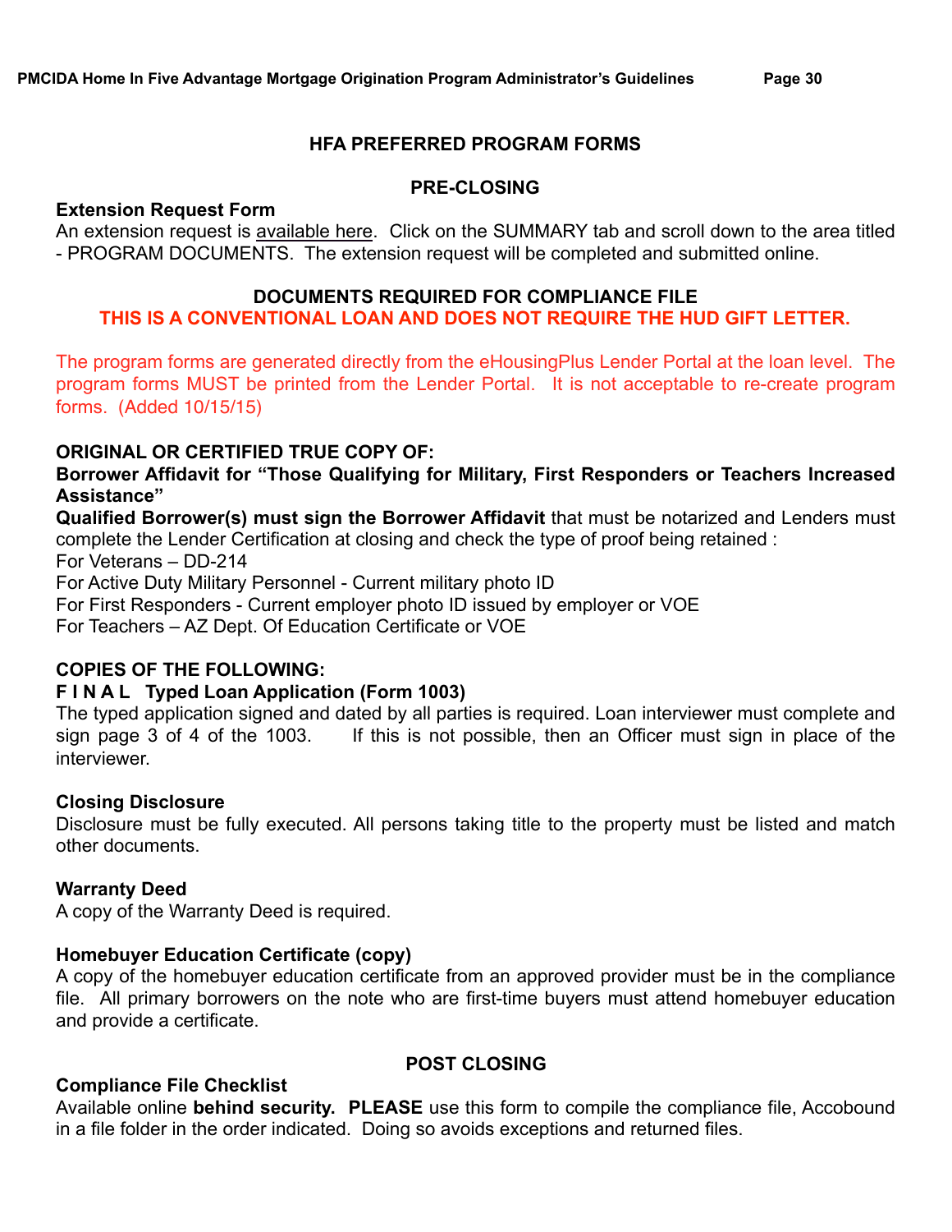## HFA PREFERRED PROGRAM FORMS

### PRE-CLOSING

**Extension Request Form**
An extension request is available here. Click on the SUMMARY tab and scroll down to the area titled - PROGRAM DOCUMENTS. The extension request will be completed and submitted online.

### DOCUMENTS REQUIRED FOR COMPLIANCE FILE

**THIS IS A CONVENTIONAL LOAN AND DOES NOT REQUIRE THE HUD GIFT LETTER.**

The program forms are generated directly from the eHousingPlus Lender Portal at the loan level. The program forms MUST be printed from the Lender Portal. It is not acceptable to re-create program forms. (Added 10/15/15)

**ORIGINAL OR CERTIFIED TRUE COPY OF:**

**Borrower Affidavit for "Those Qualifying for Military, First Responders or Teachers Increased Assistance"**

**Qualified Borrower(s) must sign the Borrower Affidavit** that must be notarized and Lenders must complete the Lender Certification at closing and check the type of proof being retained :
For Veterans – DD-214
For Active Duty Military Personnel - Current military photo ID
For First Responders - Current employer photo ID issued by employer or VOE
For Teachers – AZ Dept. Of Education Certificate or VOE

**COPIES OF THE FOLLOWING:**

**F I N A L Typed Loan Application (Form 1003)**
The typed application signed and dated by all parties is required. Loan interviewer must complete and sign page 3 of 4 of the 1003. If this is not possible, then an Officer must sign in place of the interviewer.

**Closing Disclosure**
Disclosure must be fully executed. All persons taking title to the property must be listed and match other documents.

**Warranty Deed**
A copy of the Warranty Deed is required.

**Homebuyer Education Certificate (copy)**
A copy of the homebuyer education certificate from an approved provider must be in the compliance file. All primary borrowers on the note who are first-time buyers must attend homebuyer education and provide a certificate.

### POST CLOSING

**Compliance File Checklist**
Available online **behind security. PLEASE** use this form to compile the compliance file, Accobound in a file folder in the order indicated. Doing so avoids exceptions and returned files.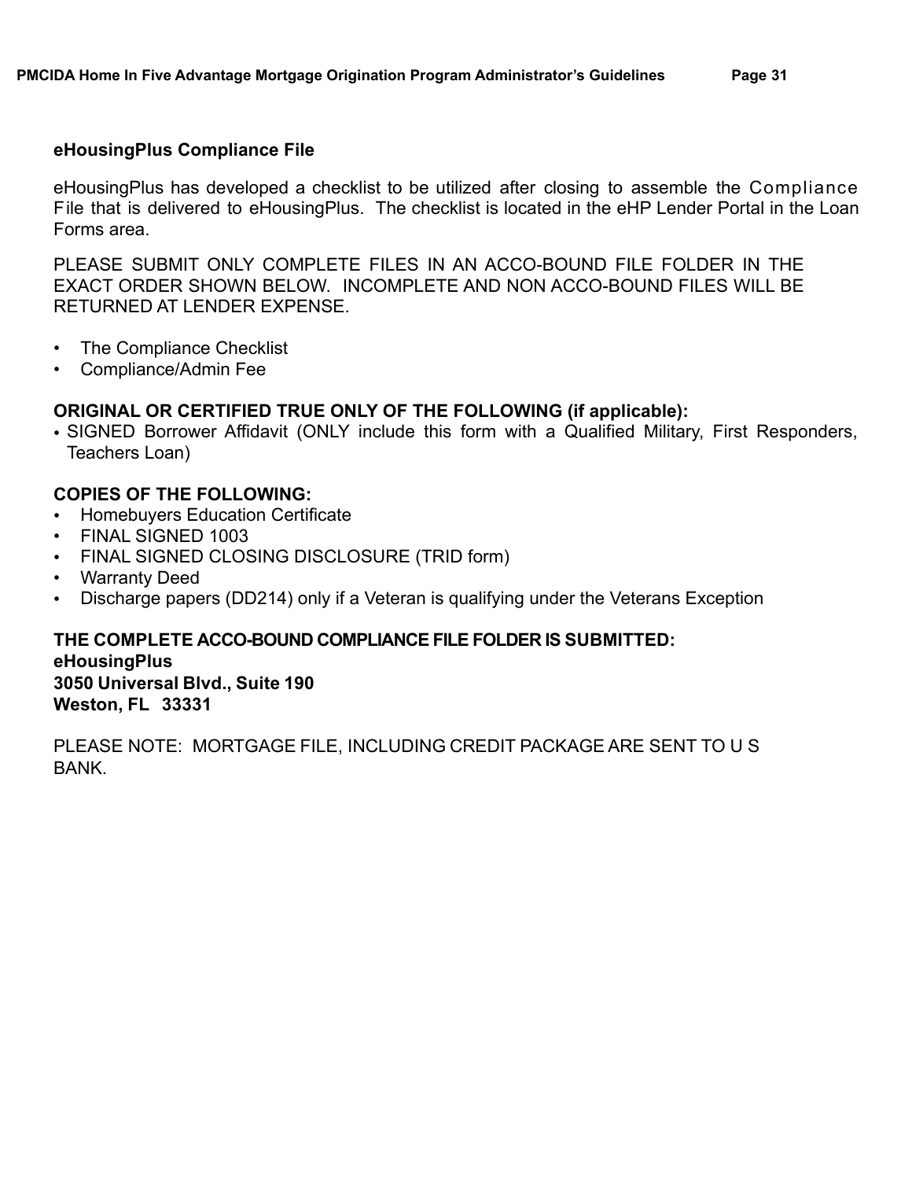## eHousingPlus Compliance File

eHousingPlus has developed a checklist to be utilized after closing to assemble the Compliance File that is delivered to eHousingPlus. The checklist is located in the eHP Lender Portal in the Loan Forms area.

PLEASE SUBMIT ONLY COMPLETE FILES IN AN ACCO-BOUND FILE FOLDER IN THE EXACT ORDER SHOWN BELOW. INCOMPLETE AND NON ACCO-BOUND FILES WILL BE RETURNED AT LENDER EXPENSE.

- The Compliance Checklist
- Compliance/Admin Fee

**ORIGINAL OR CERTIFIED TRUE ONLY OF THE FOLLOWING (if applicable):**

- SIGNED Borrower Affidavit (ONLY include this form with a Qualified Military, First Responders, Teachers Loan)

**COPIES OF THE FOLLOWING:**

- Homebuyers Education Certificate
- FINAL SIGNED 1003
- FINAL SIGNED CLOSING DISCLOSURE (TRID form)
- Warranty Deed
- Discharge papers (DD214) only if a Veteran is qualifying under the Veterans Exception

**THE COMPLETE ACCO-BOUND COMPLIANCE FILE FOLDER IS SUBMITTED:**
**eHousingPlus**
**3050 Universal Blvd., Suite 190**
**Weston, FL 33331**

PLEASE NOTE: MORTGAGE FILE, INCLUDING CREDIT PACKAGE ARE SENT TO U S BANK.